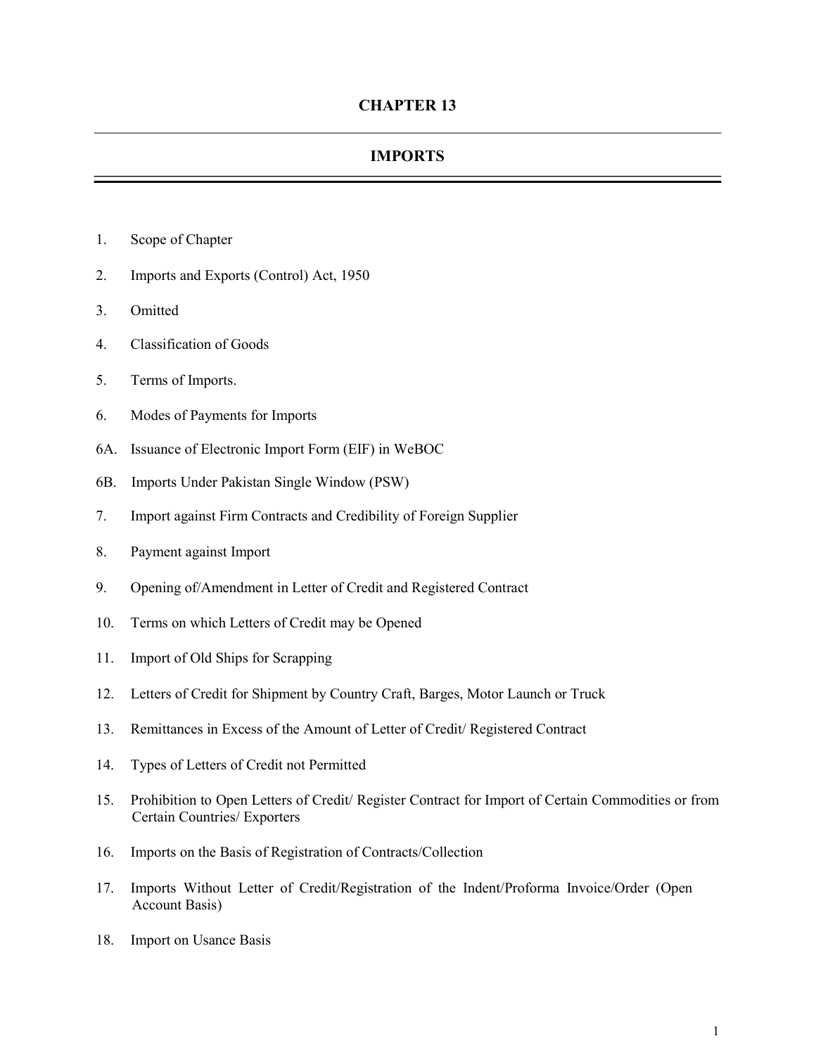# CHAPTER 13

## IMPORTS

1. Scope of Chapter
2. Imports and Exports (Control) Act, 1950
3. Omitted
4. Classification of Goods
5. Terms of Imports.
6. Modes of Payments for Imports

6A. Issuance of Electronic Import Form (EIF) in WeBOC

6B. Imports Under Pakistan Single Window (PSW)

7. Import against Firm Contracts and Credibility of Foreign Supplier
8. Payment against Import
9. Opening of/Amendment in Letter of Credit and Registered Contract
10. Terms on which Letters of Credit may be Opened
11. Import of Old Ships for Scrapping
12. Letters of Credit for Shipment by Country Craft, Barges, Motor Launch or Truck
13. Remittances in Excess of the Amount of Letter of Credit/ Registered Contract
14. Types of Letters of Credit not Permitted
15. Prohibition to Open Letters of Credit/ Register Contract for Import of Certain Commodities or from Certain Countries/ Exporters
16. Imports on the Basis of Registration of Contracts/Collection
17. Imports Without Letter of Credit/Registration of the Indent/Proforma Invoice/Order (Open Account Basis)
18. Import on Usance Basis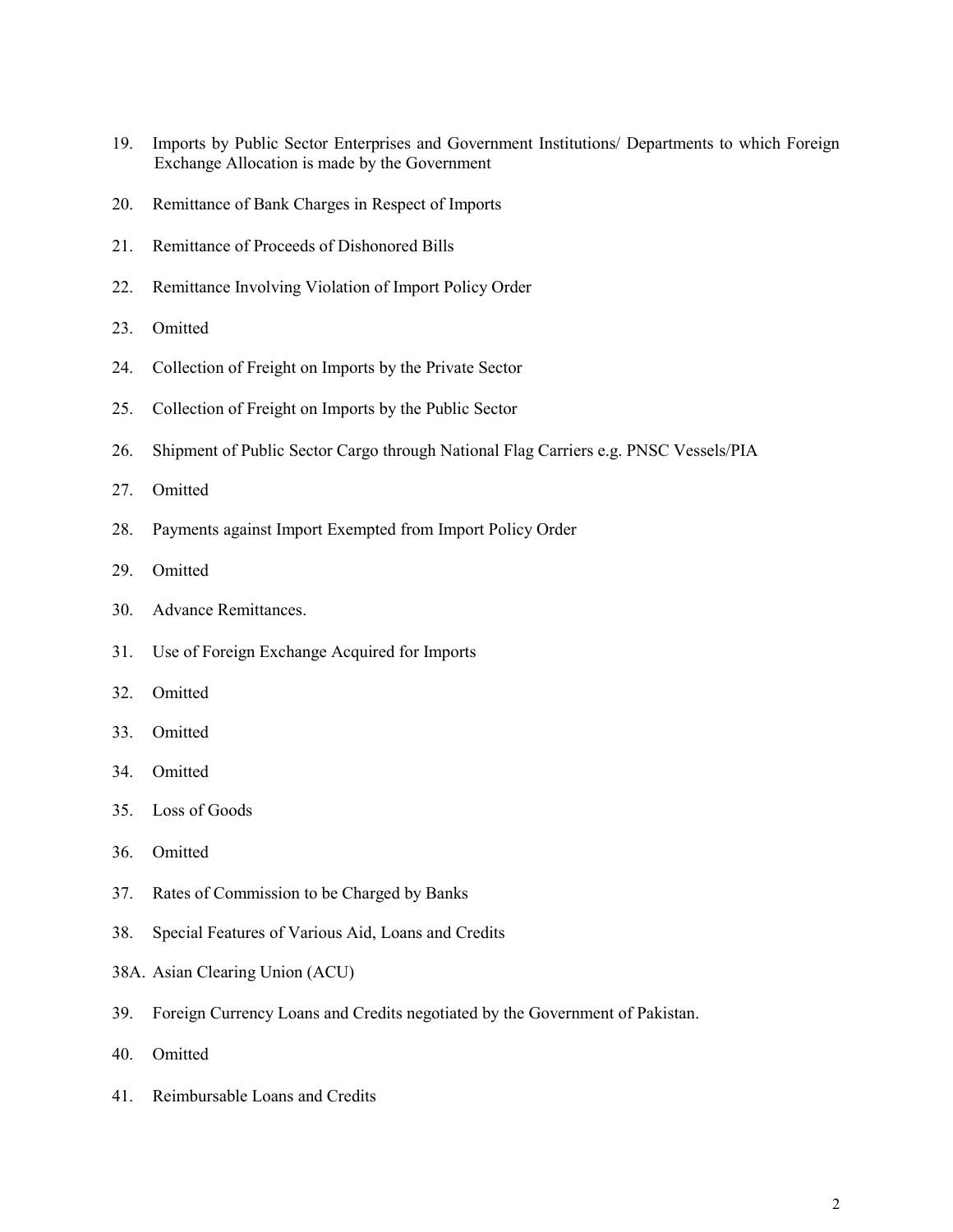19. Imports by Public Sector Enterprises and Government Institutions/ Departments to which Foreign Exchange Allocation is made by the Government

20. Remittance of Bank Charges in Respect of Imports

21. Remittance of Proceeds of Dishonored Bills

22. Remittance Involving Violation of Import Policy Order

23. Omitted

24. Collection of Freight on Imports by the Private Sector

25. Collection of Freight on Imports by the Public Sector

26. Shipment of Public Sector Cargo through National Flag Carriers e.g. PNSC Vessels/PIA

27. Omitted

28. Payments against Import Exempted from Import Policy Order

29. Omitted

30. Advance Remittances.

31. Use of Foreign Exchange Acquired for Imports

32. Omitted

33. Omitted

34. Omitted

35. Loss of Goods

36. Omitted

37. Rates of Commission to be Charged by Banks

38. Special Features of Various Aid, Loans and Credits

38A. Asian Clearing Union (ACU)

39. Foreign Currency Loans and Credits negotiated by the Government of Pakistan.

40. Omitted

41. Reimbursable Loans and Credits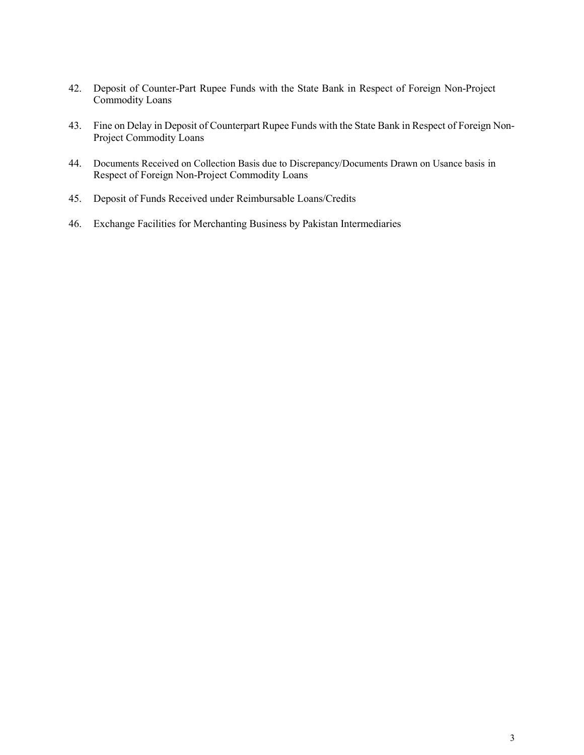42. Deposit of Counter-Part Rupee Funds with the State Bank in Respect of Foreign Non-Project Commodity Loans

43. Fine on Delay in Deposit of Counterpart Rupee Funds with the State Bank in Respect of Foreign Non-Project Commodity Loans

44. Documents Received on Collection Basis due to Discrepancy/Documents Drawn on Usance basis in Respect of Foreign Non-Project Commodity Loans

45. Deposit of Funds Received under Reimbursable Loans/Credits

46. Exchange Facilities for Merchanting Business by Pakistan Intermediaries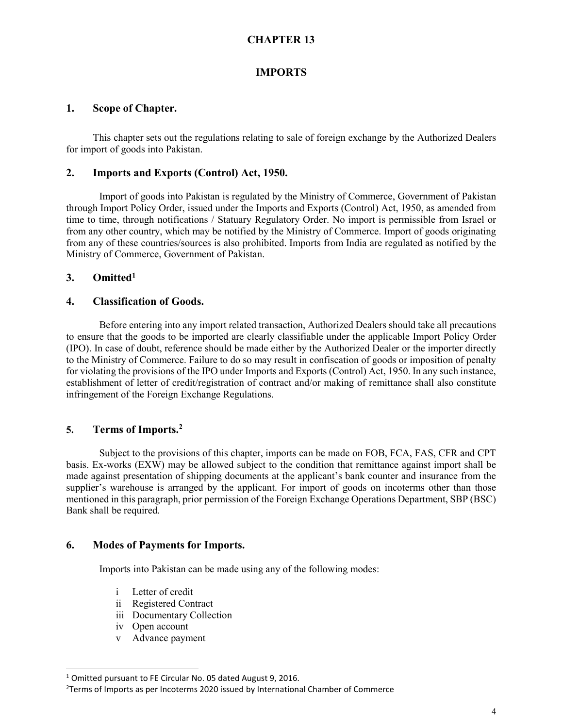# CHAPTER 13

# IMPORTS

## 1. Scope of Chapter.

This chapter sets out the regulations relating to sale of foreign exchange by the Authorized Dealers for import of goods into Pakistan.

## 2. Imports and Exports (Control) Act, 1950.

Import of goods into Pakistan is regulated by the Ministry of Commerce, Government of Pakistan through Import Policy Order, issued under the Imports and Exports (Control) Act, 1950, as amended from time to time, through notifications / Statuary Regulatory Order. No import is permissible from Israel or from any other country, which may be notified by the Ministry of Commerce. Import of goods originating from any of these countries/sources is also prohibited. Imports from India are regulated as notified by the Ministry of Commerce, Government of Pakistan.

## 3. Omitted[1]

## 4. Classification of Goods.

Before entering into any import related transaction, Authorized Dealers should take all precautions to ensure that the goods to be imported are clearly classifiable under the applicable Import Policy Order (IPO). In case of doubt, reference should be made either by the Authorized Dealer or the importer directly to the Ministry of Commerce. Failure to do so may result in confiscation of goods or imposition of penalty for violating the provisions of the IPO under Imports and Exports (Control) Act, 1950. In any such instance, establishment of letter of credit/registration of contract and/or making of remittance shall also constitute infringement of the Foreign Exchange Regulations.

## 5. Terms of Imports.[2]

Subject to the provisions of this chapter, imports can be made on FOB, FCA, FAS, CFR and CPT basis. Ex-works (EXW) may be allowed subject to the condition that remittance against import shall be made against presentation of shipping documents at the applicant's bank counter and insurance from the supplier's warehouse is arranged by the applicant. For import of goods on incoterms other than those mentioned in this paragraph, prior permission of the Foreign Exchange Operations Department, SBP (BSC) Bank shall be required.

## 6. Modes of Payments for Imports.

Imports into Pakistan can be made using any of the following modes:

- i Letter of credit
- ii Registered Contract
- iii Documentary Collection
- iv Open account
- v Advance payment

---

[1] Omitted pursuant to FE Circular No. 05 dated August 9, 2016.

[2] Terms of Imports as per Incoterms 2020 issued by International Chamber of Commerce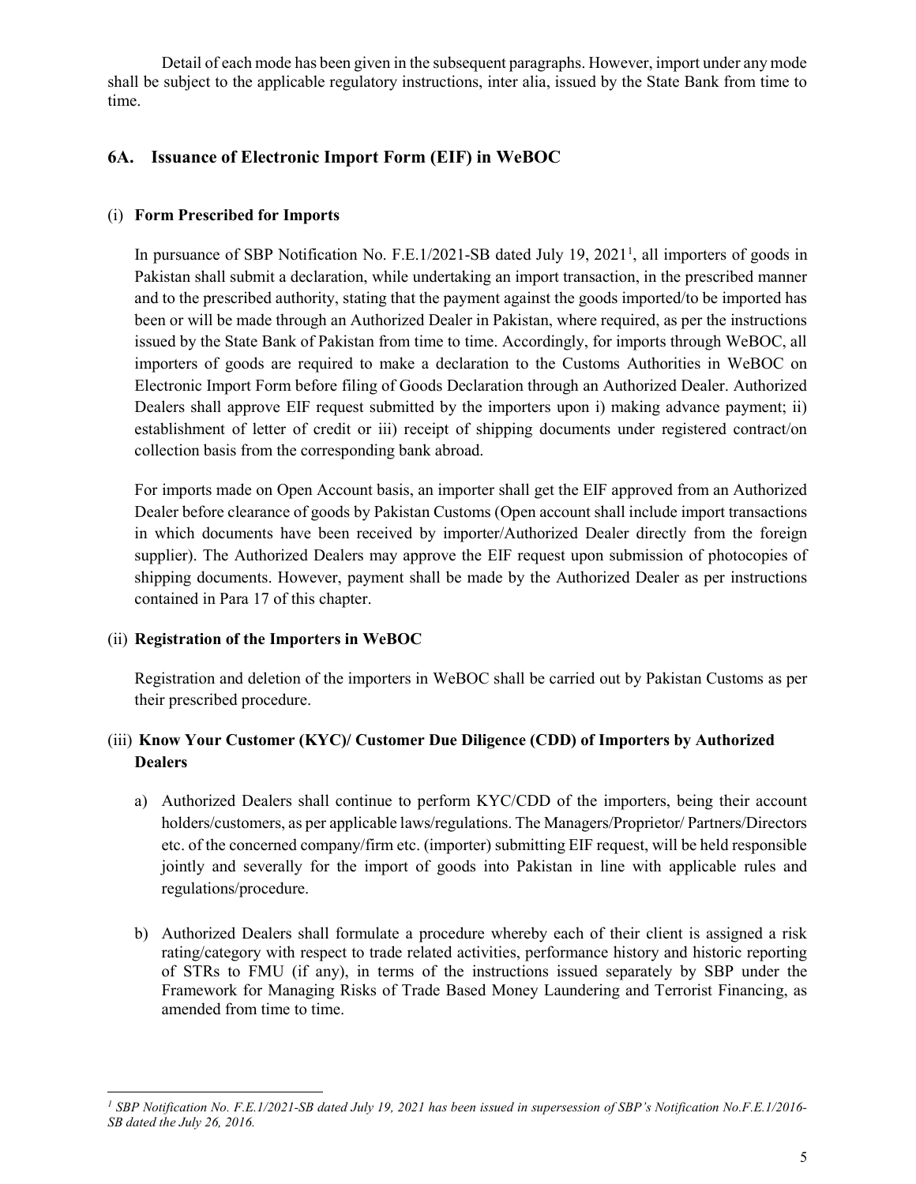Detail of each mode has been given in the subsequent paragraphs. However, import under any mode shall be subject to the applicable regulatory instructions, inter alia, issued by the State Bank from time to time.

## 6A. Issuance of Electronic Import Form (EIF) in WeBOC

### (i) Form Prescribed for Imports

In pursuance of SBP Notification No. F.E.1/2021-SB dated July 19, 2021[1], all importers of goods in Pakistan shall submit a declaration, while undertaking an import transaction, in the prescribed manner and to the prescribed authority, stating that the payment against the goods imported/to be imported has been or will be made through an Authorized Dealer in Pakistan, where required, as per the instructions issued by the State Bank of Pakistan from time to time. Accordingly, for imports through WeBOC, all importers of goods are required to make a declaration to the Customs Authorities in WeBOC on Electronic Import Form before filing of Goods Declaration through an Authorized Dealer. Authorized Dealers shall approve EIF request submitted by the importers upon i) making advance payment; ii) establishment of letter of credit or iii) receipt of shipping documents under registered contract/on collection basis from the corresponding bank abroad.

For imports made on Open Account basis, an importer shall get the EIF approved from an Authorized Dealer before clearance of goods by Pakistan Customs (Open account shall include import transactions in which documents have been received by importer/Authorized Dealer directly from the foreign supplier). The Authorized Dealers may approve the EIF request upon submission of photocopies of shipping documents. However, payment shall be made by the Authorized Dealer as per instructions contained in Para 17 of this chapter.

### (ii) Registration of the Importers in WeBOC

Registration and deletion of the importers in WeBOC shall be carried out by Pakistan Customs as per their prescribed procedure.

### (iii) Know Your Customer (KYC)/ Customer Due Diligence (CDD) of Importers by Authorized Dealers

a) Authorized Dealers shall continue to perform KYC/CDD of the importers, being their account holders/customers, as per applicable laws/regulations. The Managers/Proprietor/ Partners/Directors etc. of the concerned company/firm etc. (importer) submitting EIF request, will be held responsible jointly and severally for the import of goods into Pakistan in line with applicable rules and regulations/procedure.

b) Authorized Dealers shall formulate a procedure whereby each of their client is assigned a risk rating/category with respect to trade related activities, performance history and historic reporting of STRs to FMU (if any), in terms of the instructions issued separately by SBP under the Framework for Managing Risks of Trade Based Money Laundering and Terrorist Financing, as amended from time to time.

---

*[1] SBP Notification No. F.E.1/2021-SB dated July 19, 2021 has been issued in supersession of SBP's Notification No.F.E.1/2016-SB dated the July 26, 2016.*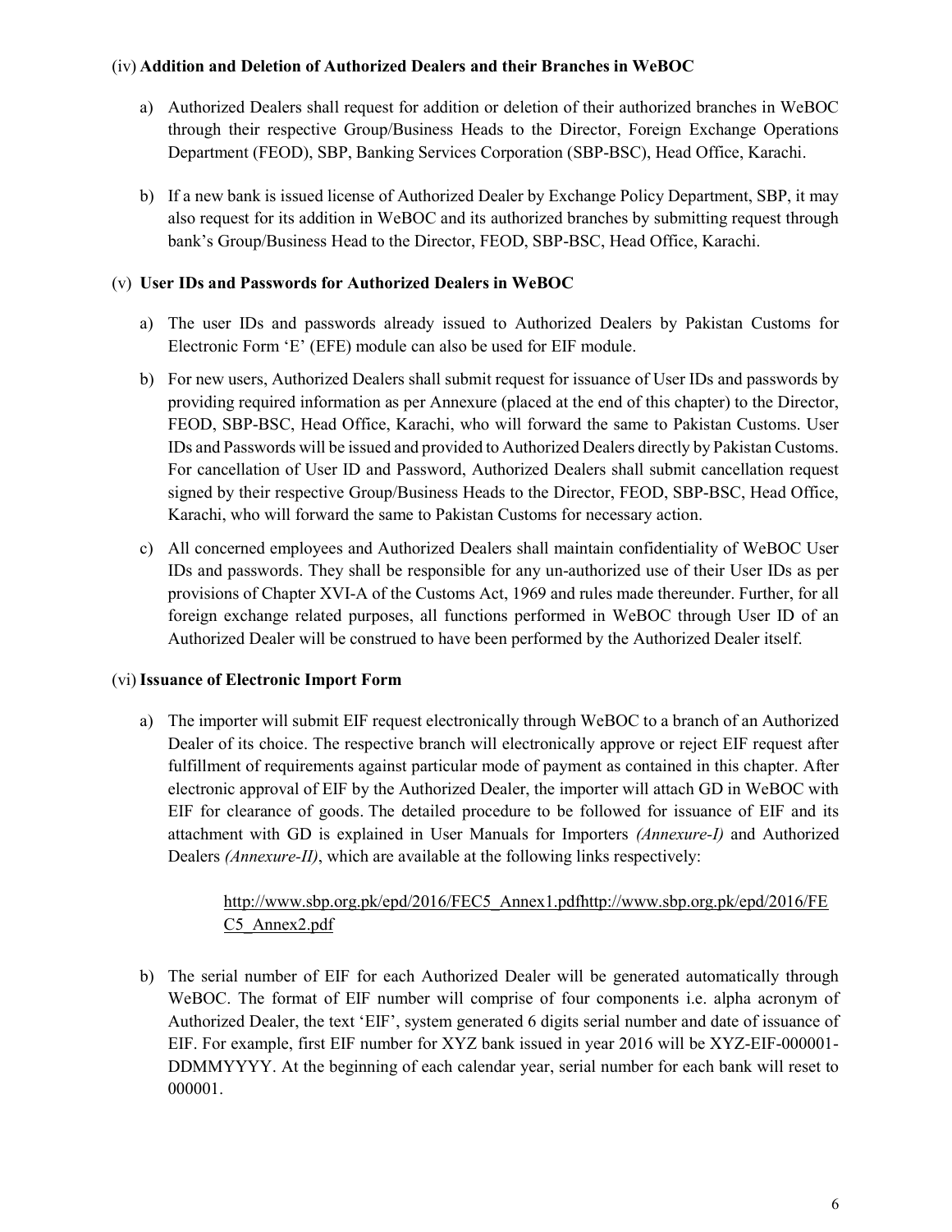### (iv) Addition and Deletion of Authorized Dealers and their Branches in WeBOC

a) Authorized Dealers shall request for addition or deletion of their authorized branches in WeBOC through their respective Group/Business Heads to the Director, Foreign Exchange Operations Department (FEOD), SBP, Banking Services Corporation (SBP-BSC), Head Office, Karachi.

b) If a new bank is issued license of Authorized Dealer by Exchange Policy Department, SBP, it may also request for its addition in WeBOC and its authorized branches by submitting request through bank's Group/Business Head to the Director, FEOD, SBP-BSC, Head Office, Karachi.

### (v) User IDs and Passwords for Authorized Dealers in WeBOC

a) The user IDs and passwords already issued to Authorized Dealers by Pakistan Customs for Electronic Form 'E' (EFE) module can also be used for EIF module.

b) For new users, Authorized Dealers shall submit request for issuance of User IDs and passwords by providing required information as per Annexure (placed at the end of this chapter) to the Director, FEOD, SBP-BSC, Head Office, Karachi, who will forward the same to Pakistan Customs. User IDs and Passwords will be issued and provided to Authorized Dealers directly by Pakistan Customs. For cancellation of User ID and Password, Authorized Dealers shall submit cancellation request signed by their respective Group/Business Heads to the Director, FEOD, SBP-BSC, Head Office, Karachi, who will forward the same to Pakistan Customs for necessary action.

c) All concerned employees and Authorized Dealers shall maintain confidentiality of WeBOC User IDs and passwords. They shall be responsible for any un-authorized use of their User IDs as per provisions of Chapter XVI-A of the Customs Act, 1969 and rules made thereunder. Further, for all foreign exchange related purposes, all functions performed in WeBOC through User ID of an Authorized Dealer will be construed to have been performed by the Authorized Dealer itself.

### (vi) Issuance of Electronic Import Form

a) The importer will submit EIF request electronically through WeBOC to a branch of an Authorized Dealer of its choice. The respective branch will electronically approve or reject EIF request after fulfillment of requirements against particular mode of payment as contained in this chapter. After electronic approval of EIF by the Authorized Dealer, the importer will attach GD in WeBOC with EIF for clearance of goods. The detailed procedure to be followed for issuance of EIF and its attachment with GD is explained in User Manuals for Importers *(Annexure-I)* and Authorized Dealers *(Annexure-II)*, which are available at the following links respectively:

   http://www.sbp.org.pk/epd/2016/FEC5_Annex1.pdfhttp://www.sbp.org.pk/epd/2016/FEC5_Annex2.pdf

b) The serial number of EIF for each Authorized Dealer will be generated automatically through WeBOC. The format of EIF number will comprise of four components i.e. alpha acronym of Authorized Dealer, the text 'EIF', system generated 6 digits serial number and date of issuance of EIF. For example, first EIF number for XYZ bank issued in year 2016 will be XYZ-EIF-000001-DDMMYYYY. At the beginning of each calendar year, serial number for each bank will reset to 000001.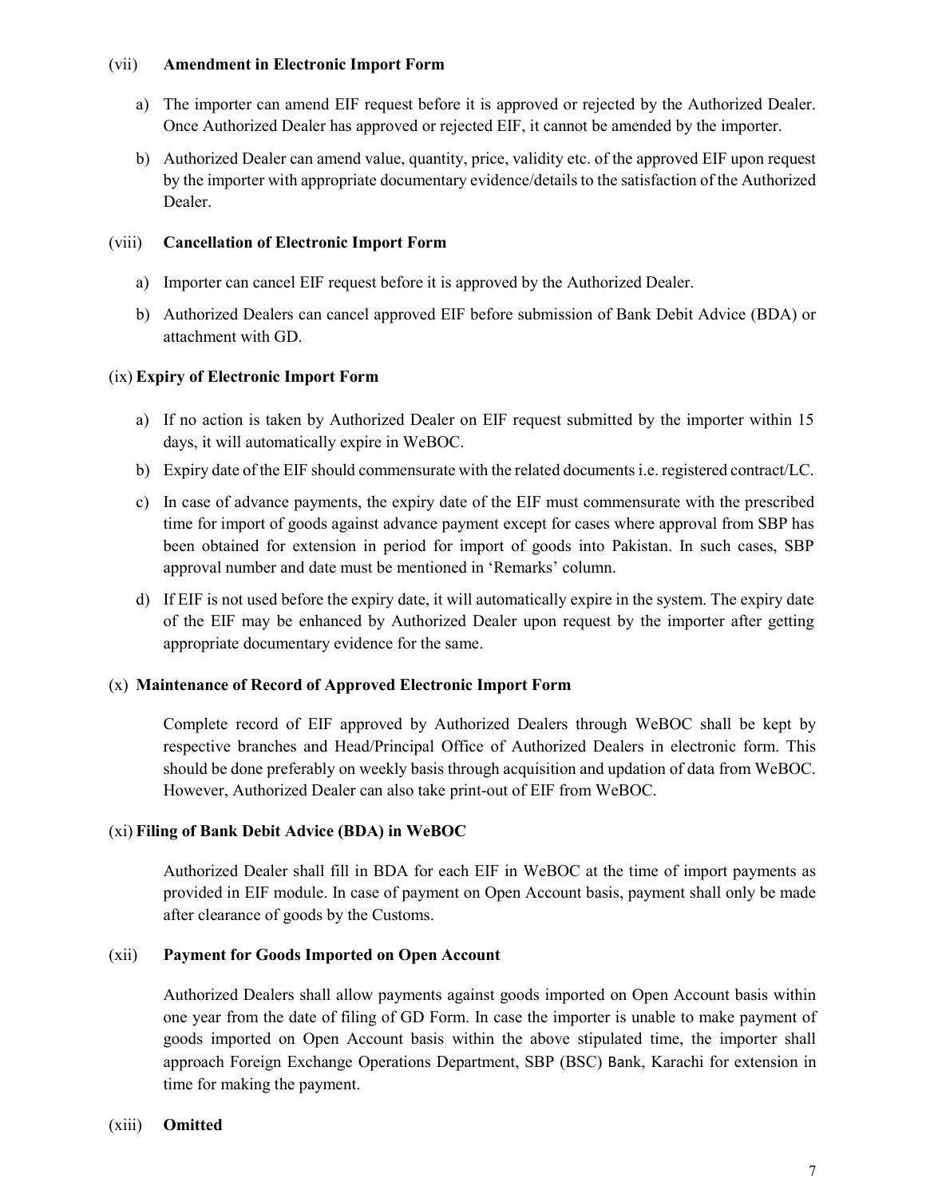### (vii) Amendment in Electronic Import Form

a) The importer can amend EIF request before it is approved or rejected by the Authorized Dealer. Once Authorized Dealer has approved or rejected EIF, it cannot be amended by the importer.

b) Authorized Dealer can amend value, quantity, price, validity etc. of the approved EIF upon request by the importer with appropriate documentary evidence/details to the satisfaction of the Authorized Dealer.

### (viii) Cancellation of Electronic Import Form

a) Importer can cancel EIF request before it is approved by the Authorized Dealer.

b) Authorized Dealers can cancel approved EIF before submission of Bank Debit Advice (BDA) or attachment with GD.

### (ix) Expiry of Electronic Import Form

a) If no action is taken by Authorized Dealer on EIF request submitted by the importer within 15 days, it will automatically expire in WeBOC.

b) Expiry date of the EIF should commensurate with the related documents i.e. registered contract/LC.

c) In case of advance payments, the expiry date of the EIF must commensurate with the prescribed time for import of goods against advance payment except for cases where approval from SBP has been obtained for extension in period for import of goods into Pakistan. In such cases, SBP approval number and date must be mentioned in 'Remarks' column.

d) If EIF is not used before the expiry date, it will automatically expire in the system. The expiry date of the EIF may be enhanced by Authorized Dealer upon request by the importer after getting appropriate documentary evidence for the same.

### (x) Maintenance of Record of Approved Electronic Import Form

Complete record of EIF approved by Authorized Dealers through WeBOC shall be kept by respective branches and Head/Principal Office of Authorized Dealers in electronic form. This should be done preferably on weekly basis through acquisition and updation of data from WeBOC. However, Authorized Dealer can also take print-out of EIF from WeBOC.

### (xi) Filing of Bank Debit Advice (BDA) in WeBOC

Authorized Dealer shall fill in BDA for each EIF in WeBOC at the time of import payments as provided in EIF module. In case of payment on Open Account basis, payment shall only be made after clearance of goods by the Customs.

### (xii) Payment for Goods Imported on Open Account

Authorized Dealers shall allow payments against goods imported on Open Account basis within one year from the date of filing of GD Form. In case the importer is unable to make payment of goods imported on Open Account basis within the above stipulated time, the importer shall approach Foreign Exchange Operations Department, SBP (BSC) Bank, Karachi for extension in time for making the payment.

### (xiii) Omitted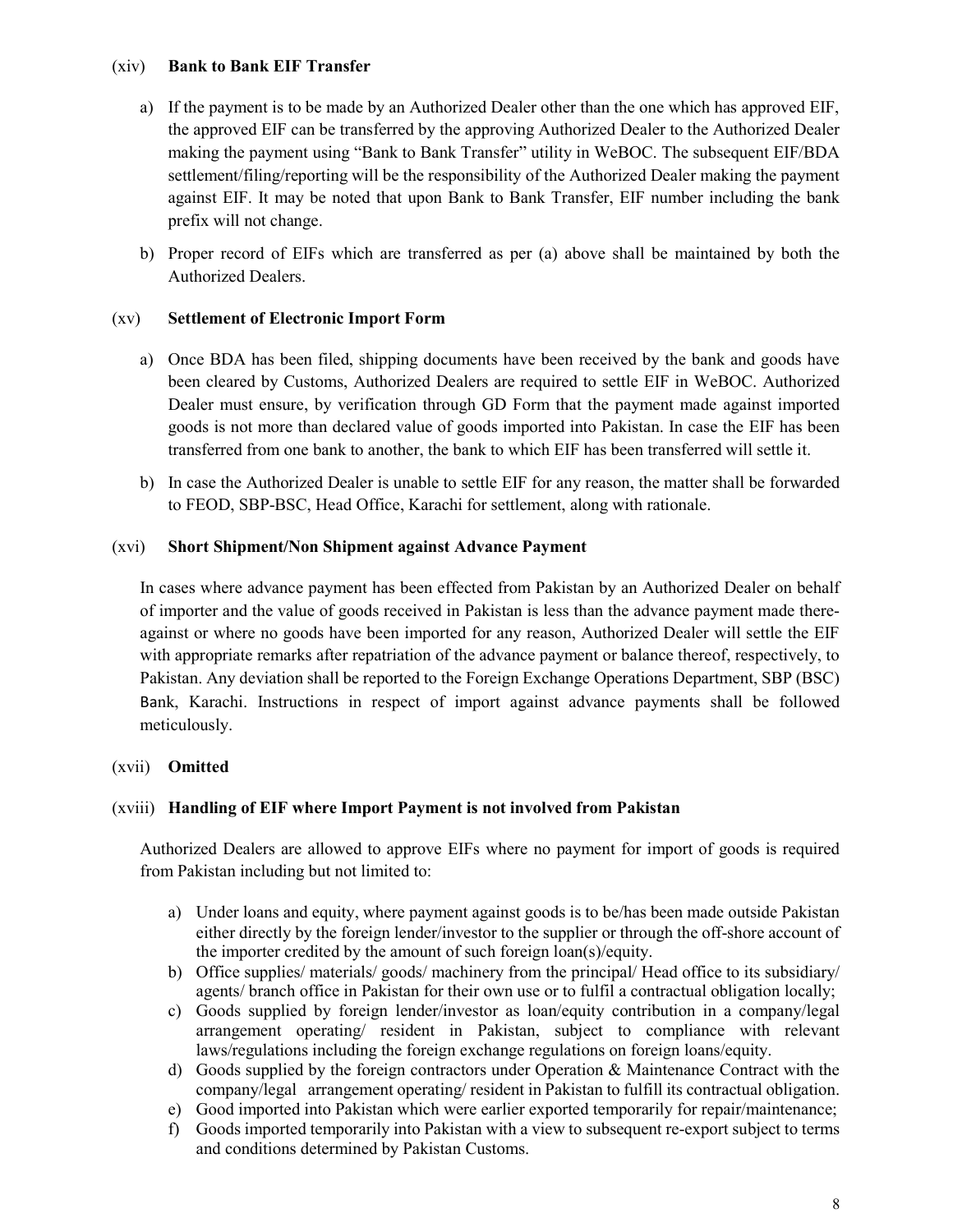(xiv) **Bank to Bank EIF Transfer**

a) If the payment is to be made by an Authorized Dealer other than the one which has approved EIF, the approved EIF can be transferred by the approving Authorized Dealer to the Authorized Dealer making the payment using "Bank to Bank Transfer" utility in WeBOC. The subsequent EIF/BDA settlement/filing/reporting will be the responsibility of the Authorized Dealer making the payment against EIF. It may be noted that upon Bank to Bank Transfer, EIF number including the bank prefix will not change.

b) Proper record of EIFs which are transferred as per (a) above shall be maintained by both the Authorized Dealers.

(xv) **Settlement of Electronic Import Form**

a) Once BDA has been filed, shipping documents have been received by the bank and goods have been cleared by Customs, Authorized Dealers are required to settle EIF in WeBOC. Authorized Dealer must ensure, by verification through GD Form that the payment made against imported goods is not more than declared value of goods imported into Pakistan. In case the EIF has been transferred from one bank to another, the bank to which EIF has been transferred will settle it.

b) In case the Authorized Dealer is unable to settle EIF for any reason, the matter shall be forwarded to FEOD, SBP-BSC, Head Office, Karachi for settlement, along with rationale.

(xvi) **Short Shipment/Non Shipment against Advance Payment**

In cases where advance payment has been effected from Pakistan by an Authorized Dealer on behalf of importer and the value of goods received in Pakistan is less than the advance payment made there-against or where no goods have been imported for any reason, Authorized Dealer will settle the EIF with appropriate remarks after repatriation of the advance payment or balance thereof, respectively, to Pakistan. Any deviation shall be reported to the Foreign Exchange Operations Department, SBP (BSC) Bank, Karachi. Instructions in respect of import against advance payments shall be followed meticulously.

(xvii) **Omitted**

(xviii) **Handling of EIF where Import Payment is not involved from Pakistan**

Authorized Dealers are allowed to approve EIFs where no payment for import of goods is required from Pakistan including but not limited to:

a) Under loans and equity, where payment against goods is to be/has been made outside Pakistan either directly by the foreign lender/investor to the supplier or through the off-shore account of the importer credited by the amount of such foreign loan(s)/equity.
b) Office supplies/ materials/ goods/ machinery from the principal/ Head office to its subsidiary/ agents/ branch office in Pakistan for their own use or to fulfil a contractual obligation locally;
c) Goods supplied by foreign lender/investor as loan/equity contribution in a company/legal arrangement operating/ resident in Pakistan, subject to compliance with relevant laws/regulations including the foreign exchange regulations on foreign loans/equity.
d) Goods supplied by the foreign contractors under Operation & Maintenance Contract with the company/legal arrangement operating/ resident in Pakistan to fulfill its contractual obligation.
e) Good imported into Pakistan which were earlier exported temporarily for repair/maintenance;
f) Goods imported temporarily into Pakistan with a view to subsequent re-export subject to terms and conditions determined by Pakistan Customs.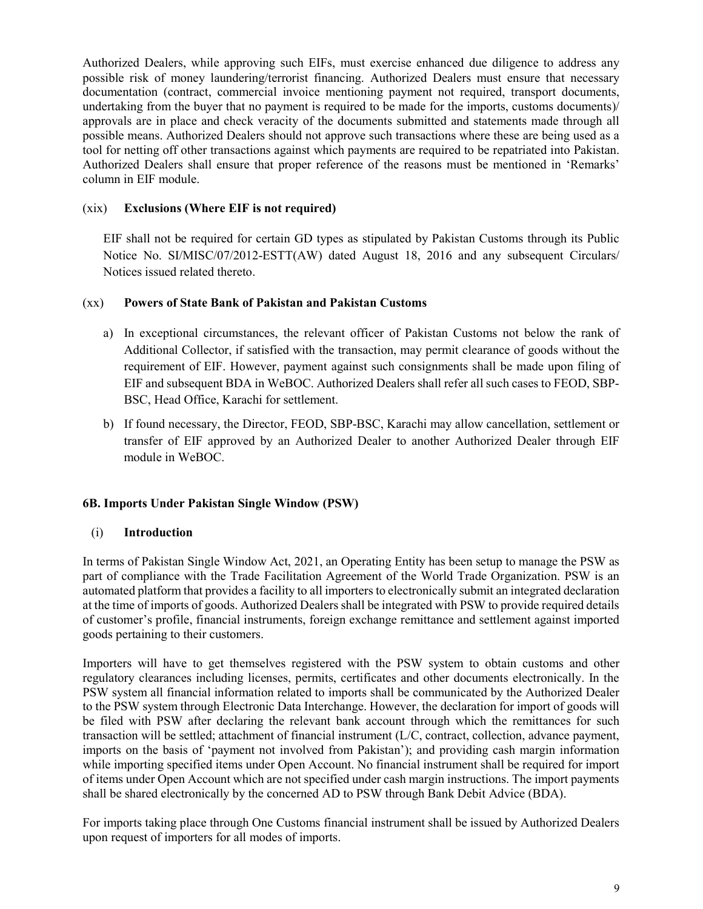Authorized Dealers, while approving such EIFs, must exercise enhanced due diligence to address any possible risk of money laundering/terrorist financing. Authorized Dealers must ensure that necessary documentation (contract, commercial invoice mentioning payment not required, transport documents, undertaking from the buyer that no payment is required to be made for the imports, customs documents)/ approvals are in place and check veracity of the documents submitted and statements made through all possible means. Authorized Dealers should not approve such transactions where these are being used as a tool for netting off other transactions against which payments are required to be repatriated into Pakistan. Authorized Dealers shall ensure that proper reference of the reasons must be mentioned in 'Remarks' column in EIF module.

(xix) **Exclusions (Where EIF is not required)**

EIF shall not be required for certain GD types as stipulated by Pakistan Customs through its Public Notice No. SI/MISC/07/2012-ESTT(AW) dated August 18, 2016 and any subsequent Circulars/ Notices issued related thereto.

(xx) **Powers of State Bank of Pakistan and Pakistan Customs**

a) In exceptional circumstances, the relevant officer of Pakistan Customs not below the rank of Additional Collector, if satisfied with the transaction, may permit clearance of goods without the requirement of EIF. However, payment against such consignments shall be made upon filing of EIF and subsequent BDA in WeBOC. Authorized Dealers shall refer all such cases to FEOD, SBP-BSC, Head Office, Karachi for settlement.

b) If found necessary, the Director, FEOD, SBP-BSC, Karachi may allow cancellation, settlement or transfer of EIF approved by an Authorized Dealer to another Authorized Dealer through EIF module in WeBOC.

## 6B. Imports Under Pakistan Single Window (PSW)

(i) **Introduction**

In terms of Pakistan Single Window Act, 2021, an Operating Entity has been setup to manage the PSW as part of compliance with the Trade Facilitation Agreement of the World Trade Organization. PSW is an automated platform that provides a facility to all importers to electronically submit an integrated declaration at the time of imports of goods. Authorized Dealers shall be integrated with PSW to provide required details of customer's profile, financial instruments, foreign exchange remittance and settlement against imported goods pertaining to their customers.

Importers will have to get themselves registered with the PSW system to obtain customs and other regulatory clearances including licenses, permits, certificates and other documents electronically. In the PSW system all financial information related to imports shall be communicated by the Authorized Dealer to the PSW system through Electronic Data Interchange. However, the declaration for import of goods will be filed with PSW after declaring the relevant bank account through which the remittances for such transaction will be settled; attachment of financial instrument (L/C, contract, collection, advance payment, imports on the basis of 'payment not involved from Pakistan'); and providing cash margin information while importing specified items under Open Account. No financial instrument shall be required for import of items under Open Account which are not specified under cash margin instructions. The import payments shall be shared electronically by the concerned AD to PSW through Bank Debit Advice (BDA).

For imports taking place through One Customs financial instrument shall be issued by Authorized Dealers upon request of importers for all modes of imports.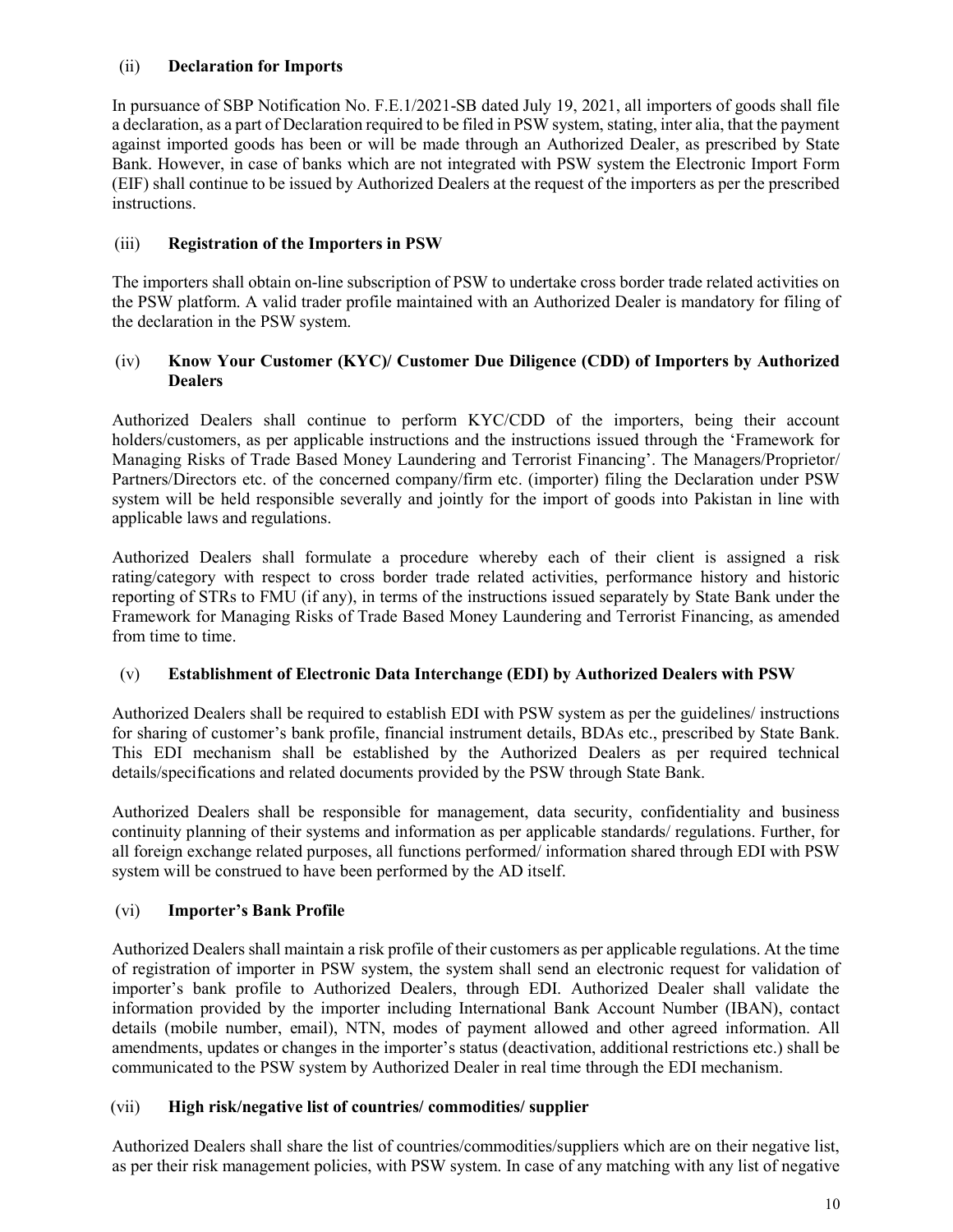### (ii) Declaration for Imports

In pursuance of SBP Notification No. F.E.1/2021-SB dated July 19, 2021, all importers of goods shall file a declaration, as a part of Declaration required to be filed in PSW system, stating, inter alia, that the payment against imported goods has been or will be made through an Authorized Dealer, as prescribed by State Bank. However, in case of banks which are not integrated with PSW system the Electronic Import Form (EIF) shall continue to be issued by Authorized Dealers at the request of the importers as per the prescribed instructions.

### (iii) Registration of the Importers in PSW

The importers shall obtain on-line subscription of PSW to undertake cross border trade related activities on the PSW platform. A valid trader profile maintained with an Authorized Dealer is mandatory for filing of the declaration in the PSW system.

### (iv) Know Your Customer (KYC)/ Customer Due Diligence (CDD) of Importers by Authorized Dealers

Authorized Dealers shall continue to perform KYC/CDD of the importers, being their account holders/customers, as per applicable instructions and the instructions issued through the 'Framework for Managing Risks of Trade Based Money Laundering and Terrorist Financing'. The Managers/Proprietor/ Partners/Directors etc. of the concerned company/firm etc. (importer) filing the Declaration under PSW system will be held responsible severally and jointly for the import of goods into Pakistan in line with applicable laws and regulations.

Authorized Dealers shall formulate a procedure whereby each of their client is assigned a risk rating/category with respect to cross border trade related activities, performance history and historic reporting of STRs to FMU (if any), in terms of the instructions issued separately by State Bank under the Framework for Managing Risks of Trade Based Money Laundering and Terrorist Financing, as amended from time to time.

### (v) Establishment of Electronic Data Interchange (EDI) by Authorized Dealers with PSW

Authorized Dealers shall be required to establish EDI with PSW system as per the guidelines/ instructions for sharing of customer's bank profile, financial instrument details, BDAs etc., prescribed by State Bank. This EDI mechanism shall be established by the Authorized Dealers as per required technical details/specifications and related documents provided by the PSW through State Bank.

Authorized Dealers shall be responsible for management, data security, confidentiality and business continuity planning of their systems and information as per applicable standards/ regulations. Further, for all foreign exchange related purposes, all functions performed/ information shared through EDI with PSW system will be construed to have been performed by the AD itself.

### (vi) Importer's Bank Profile

Authorized Dealers shall maintain a risk profile of their customers as per applicable regulations. At the time of registration of importer in PSW system, the system shall send an electronic request for validation of importer's bank profile to Authorized Dealers, through EDI. Authorized Dealer shall validate the information provided by the importer including International Bank Account Number (IBAN), contact details (mobile number, email), NTN, modes of payment allowed and other agreed information. All amendments, updates or changes in the importer's status (deactivation, additional restrictions etc.) shall be communicated to the PSW system by Authorized Dealer in real time through the EDI mechanism.

### (vii) High risk/negative list of countries/ commodities/ supplier

Authorized Dealers shall share the list of countries/commodities/suppliers which are on their negative list, as per their risk management policies, with PSW system. In case of any matching with any list of negative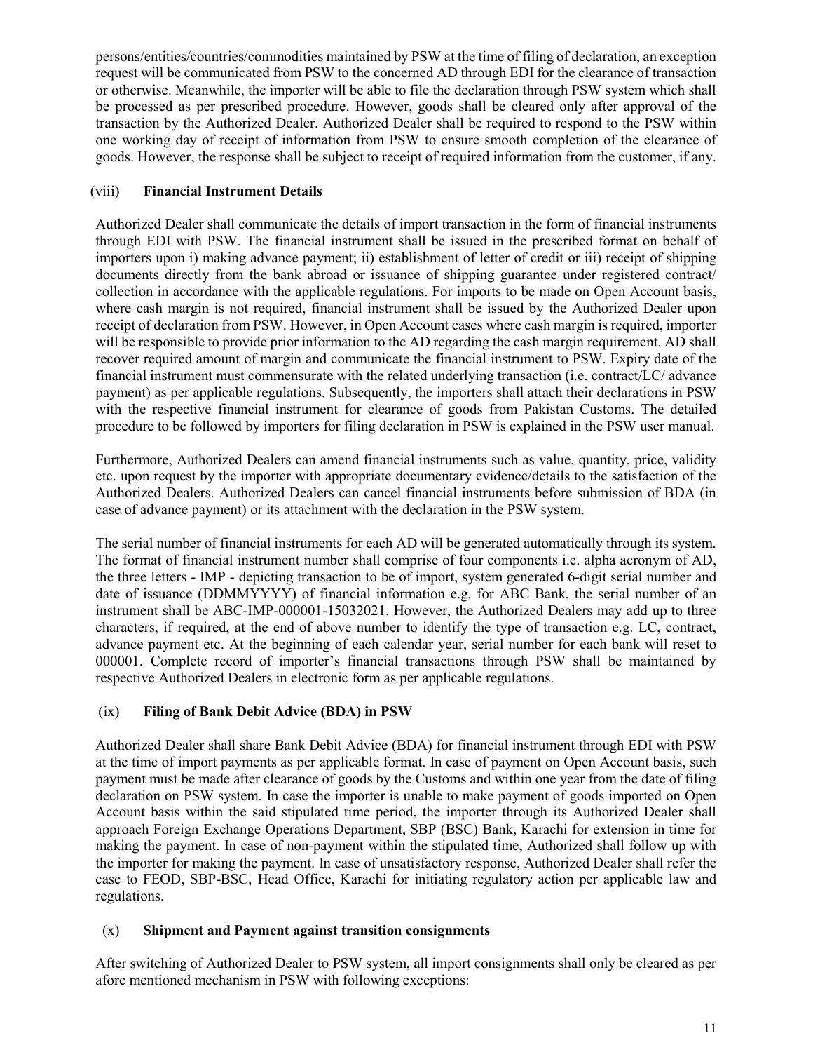persons/entities/countries/commodities maintained by PSW at the time of filing of declaration, an exception request will be communicated from PSW to the concerned AD through EDI for the clearance of transaction or otherwise. Meanwhile, the importer will be able to file the declaration through PSW system which shall be processed as per prescribed procedure. However, goods shall be cleared only after approval of the transaction by the Authorized Dealer. Authorized Dealer shall be required to respond to the PSW within one working day of receipt of information from PSW to ensure smooth completion of the clearance of goods. However, the response shall be subject to receipt of required information from the customer, if any.

### (viii) Financial Instrument Details

Authorized Dealer shall communicate the details of import transaction in the form of financial instruments through EDI with PSW. The financial instrument shall be issued in the prescribed format on behalf of importers upon i) making advance payment; ii) establishment of letter of credit or iii) receipt of shipping documents directly from the bank abroad or issuance of shipping guarantee under registered contract/ collection in accordance with the applicable regulations. For imports to be made on Open Account basis, where cash margin is not required, financial instrument shall be issued by the Authorized Dealer upon receipt of declaration from PSW. However, in Open Account cases where cash margin is required, importer will be responsible to provide prior information to the AD regarding the cash margin requirement. AD shall recover required amount of margin and communicate the financial instrument to PSW. Expiry date of the financial instrument must commensurate with the related underlying transaction (i.e. contract/LC/ advance payment) as per applicable regulations. Subsequently, the importers shall attach their declarations in PSW with the respective financial instrument for clearance of goods from Pakistan Customs. The detailed procedure to be followed by importers for filing declaration in PSW is explained in the PSW user manual.

Furthermore, Authorized Dealers can amend financial instruments such as value, quantity, price, validity etc. upon request by the importer with appropriate documentary evidence/details to the satisfaction of the Authorized Dealers. Authorized Dealers can cancel financial instruments before submission of BDA (in case of advance payment) or its attachment with the declaration in the PSW system.

The serial number of financial instruments for each AD will be generated automatically through its system. The format of financial instrument number shall comprise of four components i.e. alpha acronym of AD, the three letters - IMP - depicting transaction to be of import, system generated 6-digit serial number and date of issuance (DDMMYYYY) of financial information e.g. for ABC Bank, the serial number of an instrument shall be ABC-IMP-000001-15032021. However, the Authorized Dealers may add up to three characters, if required, at the end of above number to identify the type of transaction e.g. LC, contract, advance payment etc. At the beginning of each calendar year, serial number for each bank will reset to 000001. Complete record of importer's financial transactions through PSW shall be maintained by respective Authorized Dealers in electronic form as per applicable regulations.

### (ix) Filing of Bank Debit Advice (BDA) in PSW

Authorized Dealer shall share Bank Debit Advice (BDA) for financial instrument through EDI with PSW at the time of import payments as per applicable format. In case of payment on Open Account basis, such payment must be made after clearance of goods by the Customs and within one year from the date of filing declaration on PSW system. In case the importer is unable to make payment of goods imported on Open Account basis within the said stipulated time period, the importer through its Authorized Dealer shall approach Foreign Exchange Operations Department, SBP (BSC) Bank, Karachi for extension in time for making the payment. In case of non-payment within the stipulated time, Authorized shall follow up with the importer for making the payment. In case of unsatisfactory response, Authorized Dealer shall refer the case to FEOD, SBP-BSC, Head Office, Karachi for initiating regulatory action per applicable law and regulations.

### (x) Shipment and Payment against transition consignments

After switching of Authorized Dealer to PSW system, all import consignments shall only be cleared as per afore mentioned mechanism in PSW with following exceptions: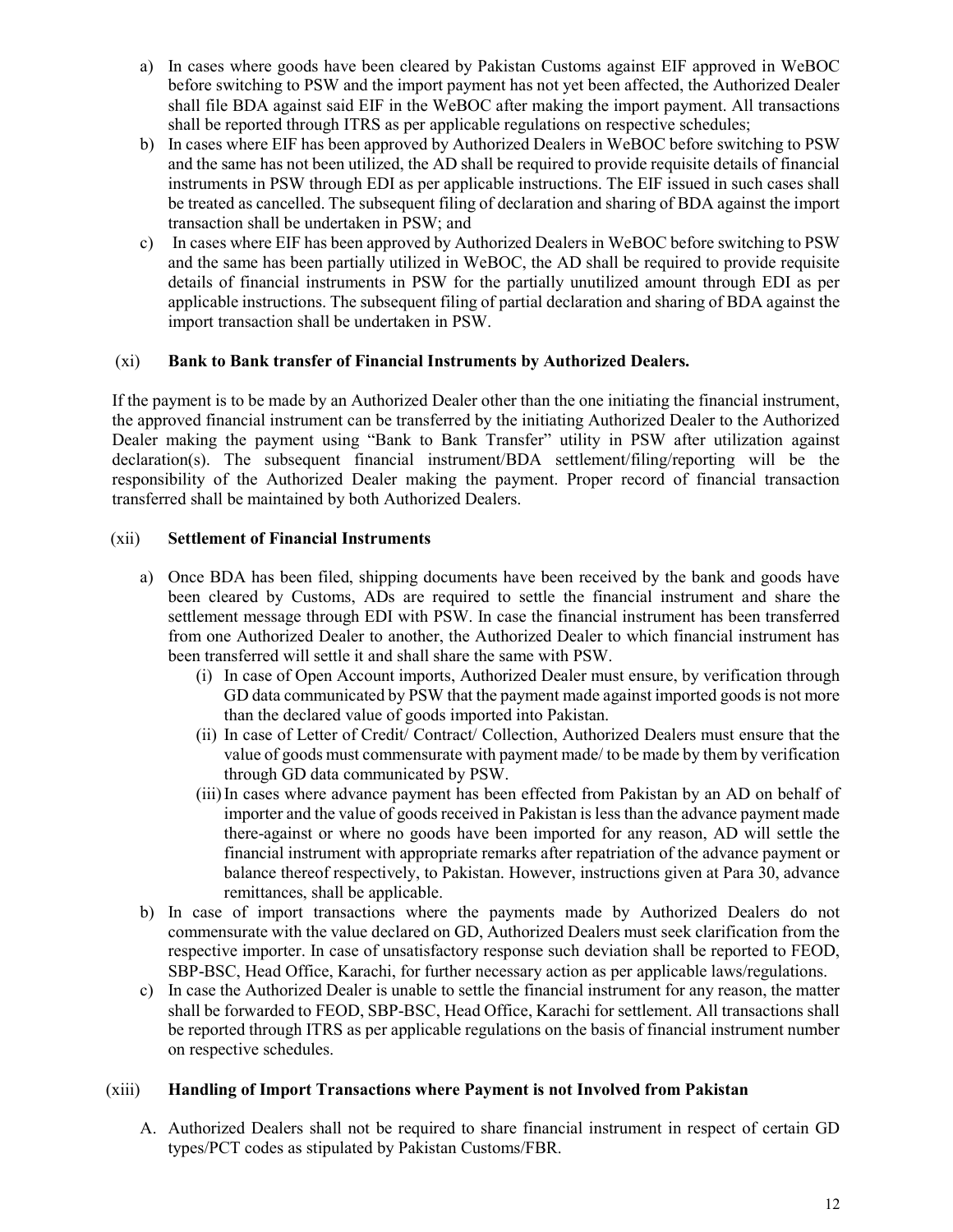a) In cases where goods have been cleared by Pakistan Customs against EIF approved in WeBOC before switching to PSW and the import payment has not yet been affected, the Authorized Dealer shall file BDA against said EIF in the WeBOC after making the import payment. All transactions shall be reported through ITRS as per applicable regulations on respective schedules;

b) In cases where EIF has been approved by Authorized Dealers in WeBOC before switching to PSW and the same has not been utilized, the AD shall be required to provide requisite details of financial instruments in PSW through EDI as per applicable instructions. The EIF issued in such cases shall be treated as cancelled. The subsequent filing of declaration and sharing of BDA against the import transaction shall be undertaken in PSW; and

c) In cases where EIF has been approved by Authorized Dealers in WeBOC before switching to PSW and the same has been partially utilized in WeBOC, the AD shall be required to provide requisite details of financial instruments in PSW for the partially unutilized amount through EDI as per applicable instructions. The subsequent filing of partial declaration and sharing of BDA against the import transaction shall be undertaken in PSW.

(xi) **Bank to Bank transfer of Financial Instruments by Authorized Dealers.**

If the payment is to be made by an Authorized Dealer other than the one initiating the financial instrument, the approved financial instrument can be transferred by the initiating Authorized Dealer to the Authorized Dealer making the payment using "Bank to Bank Transfer" utility in PSW after utilization against declaration(s). The subsequent financial instrument/BDA settlement/filing/reporting will be the responsibility of the Authorized Dealer making the payment. Proper record of financial transaction transferred shall be maintained by both Authorized Dealers.

(xii) **Settlement of Financial Instruments**

a) Once BDA has been filed, shipping documents have been received by the bank and goods have been cleared by Customs, ADs are required to settle the financial instrument and share the settlement message through EDI with PSW. In case the financial instrument has been transferred from one Authorized Dealer to another, the Authorized Dealer to which financial instrument has been transferred will settle it and shall share the same with PSW.
   (i) In case of Open Account imports, Authorized Dealer must ensure, by verification through GD data communicated by PSW that the payment made against imported goods is not more than the declared value of goods imported into Pakistan.
   (ii) In case of Letter of Credit/ Contract/ Collection, Authorized Dealers must ensure that the value of goods must commensurate with payment made/ to be made by them by verification through GD data communicated by PSW.
   (iii) In cases where advance payment has been effected from Pakistan by an AD on behalf of importer and the value of goods received in Pakistan is less than the advance payment made there-against or where no goods have been imported for any reason, AD will settle the financial instrument with appropriate remarks after repatriation of the advance payment or balance thereof respectively, to Pakistan. However, instructions given at Para 30, advance remittances, shall be applicable.

b) In case of import transactions where the payments made by Authorized Dealers do not commensurate with the value declared on GD, Authorized Dealers must seek clarification from the respective importer. In case of unsatisfactory response such deviation shall be reported to FEOD, SBP-BSC, Head Office, Karachi, for further necessary action as per applicable laws/regulations.

c) In case the Authorized Dealer is unable to settle the financial instrument for any reason, the matter shall be forwarded to FEOD, SBP-BSC, Head Office, Karachi for settlement. All transactions shall be reported through ITRS as per applicable regulations on the basis of financial instrument number on respective schedules.

(xiii) **Handling of Import Transactions where Payment is not Involved from Pakistan**

A. Authorized Dealers shall not be required to share financial instrument in respect of certain GD types/PCT codes as stipulated by Pakistan Customs/FBR.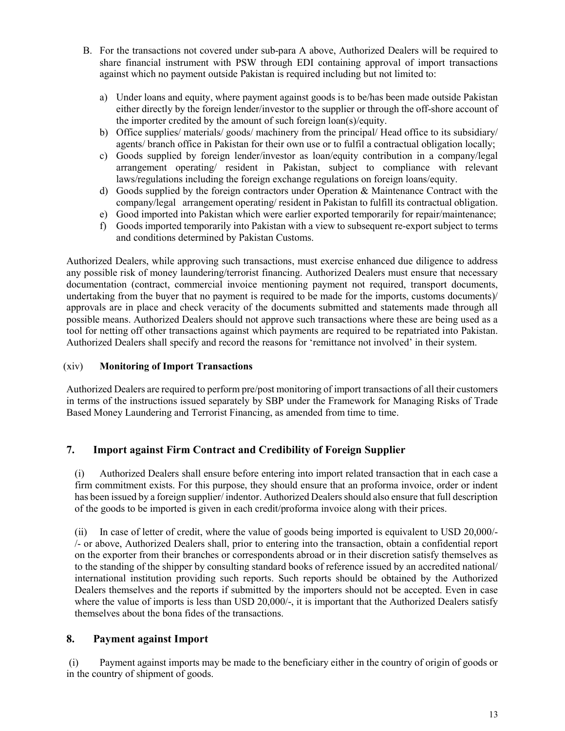B. For the transactions not covered under sub-para A above, Authorized Dealers will be required to share financial instrument with PSW through EDI containing approval of import transactions against which no payment outside Pakistan is required including but not limited to:

   a) Under loans and equity, where payment against goods is to be/has been made outside Pakistan either directly by the foreign lender/investor to the supplier or through the off-shore account of the importer credited by the amount of such foreign loan(s)/equity.
   b) Office supplies/ materials/ goods/ machinery from the principal/ Head office to its subsidiary/ agents/ branch office in Pakistan for their own use or to fulfil a contractual obligation locally;
   c) Goods supplied by foreign lender/investor as loan/equity contribution in a company/legal arrangement operating/ resident in Pakistan, subject to compliance with relevant laws/regulations including the foreign exchange regulations on foreign loans/equity.
   d) Goods supplied by the foreign contractors under Operation & Maintenance Contract with the company/legal arrangement operating/ resident in Pakistan to fulfill its contractual obligation.
   e) Good imported into Pakistan which were earlier exported temporarily for repair/maintenance;
   f) Goods imported temporarily into Pakistan with a view to subsequent re-export subject to terms and conditions determined by Pakistan Customs.

Authorized Dealers, while approving such transactions, must exercise enhanced due diligence to address any possible risk of money laundering/terrorist financing. Authorized Dealers must ensure that necessary documentation (contract, commercial invoice mentioning payment not required, transport documents, undertaking from the buyer that no payment is required to be made for the imports, customs documents)/ approvals are in place and check veracity of the documents submitted and statements made through all possible means. Authorized Dealers should not approve such transactions where these are being used as a tool for netting off other transactions against which payments are required to be repatriated into Pakistan. Authorized Dealers shall specify and record the reasons for 'remittance not involved' in their system.

(xiv) **Monitoring of Import Transactions**

Authorized Dealers are required to perform pre/post monitoring of import transactions of all their customers in terms of the instructions issued separately by SBP under the Framework for Managing Risks of Trade Based Money Laundering and Terrorist Financing, as amended from time to time.

## 7. Import against Firm Contract and Credibility of Foreign Supplier

(i) Authorized Dealers shall ensure before entering into import related transaction that in each case a firm commitment exists. For this purpose, they should ensure that an proforma invoice, order or indent has been issued by a foreign supplier/ indentor. Authorized Dealers should also ensure that full description of the goods to be imported is given in each credit/proforma invoice along with their prices.

(ii) In case of letter of credit, where the value of goods being imported is equivalent to USD 20,000/-/- or above, Authorized Dealers shall, prior to entering into the transaction, obtain a confidential report on the exporter from their branches or correspondents abroad or in their discretion satisfy themselves as to the standing of the shipper by consulting standard books of reference issued by an accredited national/ international institution providing such reports. Such reports should be obtained by the Authorized Dealers themselves and the reports if submitted by the importers should not be accepted. Even in case where the value of imports is less than USD 20,000/-, it is important that the Authorized Dealers satisfy themselves about the bona fides of the transactions.

## 8. Payment against Import

(i) Payment against imports may be made to the beneficiary either in the country of origin of goods or in the country of shipment of goods.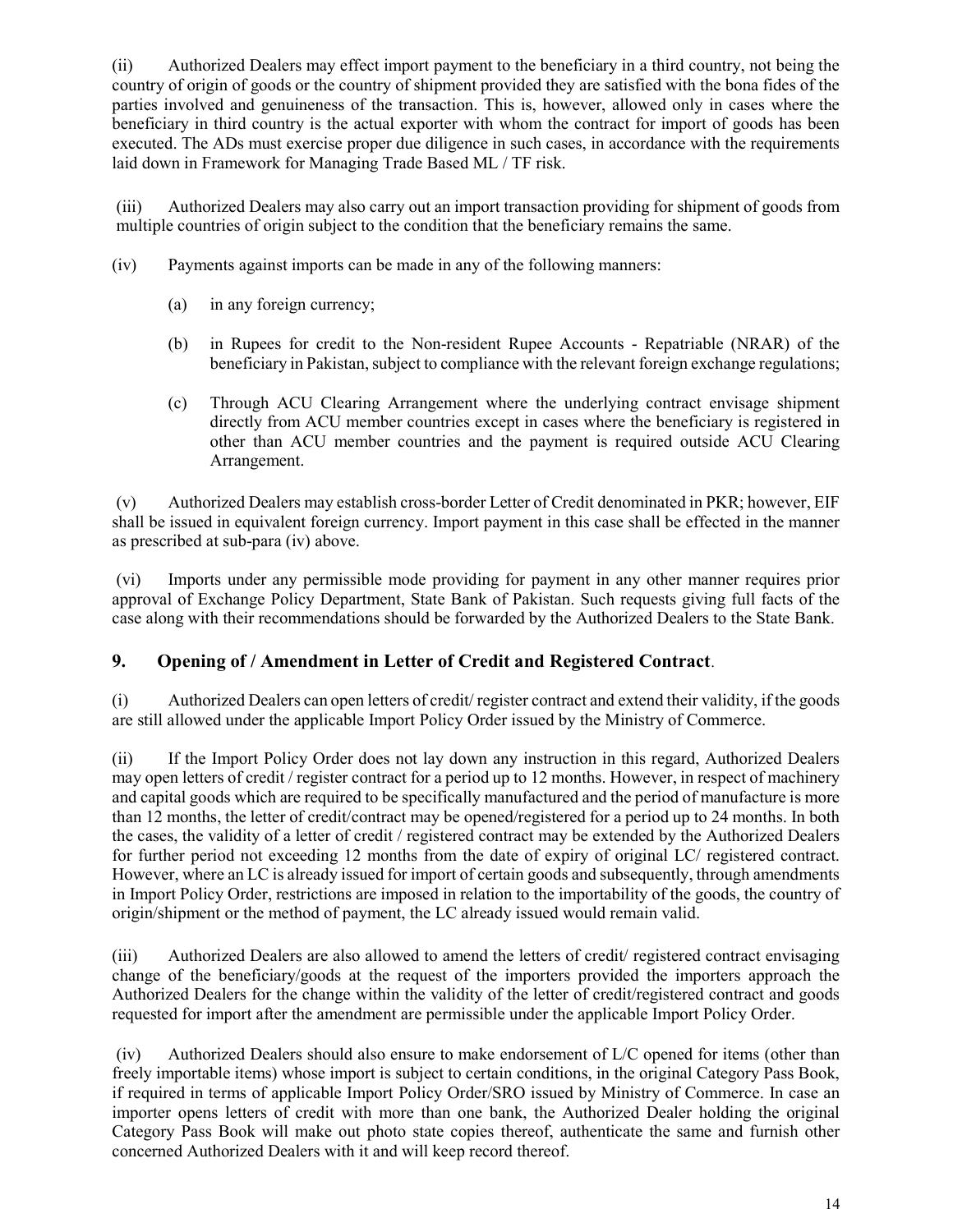(ii) Authorized Dealers may effect import payment to the beneficiary in a third country, not being the country of origin of goods or the country of shipment provided they are satisfied with the bona fides of the parties involved and genuineness of the transaction. This is, however, allowed only in cases where the beneficiary in third country is the actual exporter with whom the contract for import of goods has been executed. The ADs must exercise proper due diligence in such cases, in accordance with the requirements laid down in Framework for Managing Trade Based ML / TF risk.

(iii) Authorized Dealers may also carry out an import transaction providing for shipment of goods from multiple countries of origin subject to the condition that the beneficiary remains the same.

(iv) Payments against imports can be made in any of the following manners:

- (a) in any foreign currency;
- (b) in Rupees for credit to the Non-resident Rupee Accounts - Repatriable (NRAR) of the beneficiary in Pakistan, subject to compliance with the relevant foreign exchange regulations;
- (c) Through ACU Clearing Arrangement where the underlying contract envisage shipment directly from ACU member countries except in cases where the beneficiary is registered in other than ACU member countries and the payment is required outside ACU Clearing Arrangement.

(v) Authorized Dealers may establish cross-border Letter of Credit denominated in PKR; however, EIF shall be issued in equivalent foreign currency. Import payment in this case shall be effected in the manner as prescribed at sub-para (iv) above.

(vi) Imports under any permissible mode providing for payment in any other manner requires prior approval of Exchange Policy Department, State Bank of Pakistan. Such requests giving full facts of the case along with their recommendations should be forwarded by the Authorized Dealers to the State Bank.

## 9. Opening of / Amendment in Letter of Credit and Registered Contract.

(i) Authorized Dealers can open letters of credit/ register contract and extend their validity, if the goods are still allowed under the applicable Import Policy Order issued by the Ministry of Commerce.

(ii) If the Import Policy Order does not lay down any instruction in this regard, Authorized Dealers may open letters of credit / register contract for a period up to 12 months. However, in respect of machinery and capital goods which are required to be specifically manufactured and the period of manufacture is more than 12 months, the letter of credit/contract may be opened/registered for a period up to 24 months. In both the cases, the validity of a letter of credit / registered contract may be extended by the Authorized Dealers for further period not exceeding 12 months from the date of expiry of original LC/ registered contract. However, where an LC is already issued for import of certain goods and subsequently, through amendments in Import Policy Order, restrictions are imposed in relation to the importability of the goods, the country of origin/shipment or the method of payment, the LC already issued would remain valid.

(iii) Authorized Dealers are also allowed to amend the letters of credit/ registered contract envisaging change of the beneficiary/goods at the request of the importers provided the importers approach the Authorized Dealers for the change within the validity of the letter of credit/registered contract and goods requested for import after the amendment are permissible under the applicable Import Policy Order.

(iv) Authorized Dealers should also ensure to make endorsement of L/C opened for items (other than freely importable items) whose import is subject to certain conditions, in the original Category Pass Book, if required in terms of applicable Import Policy Order/SRO issued by Ministry of Commerce. In case an importer opens letters of credit with more than one bank, the Authorized Dealer holding the original Category Pass Book will make out photo state copies thereof, authenticate the same and furnish other concerned Authorized Dealers with it and will keep record thereof.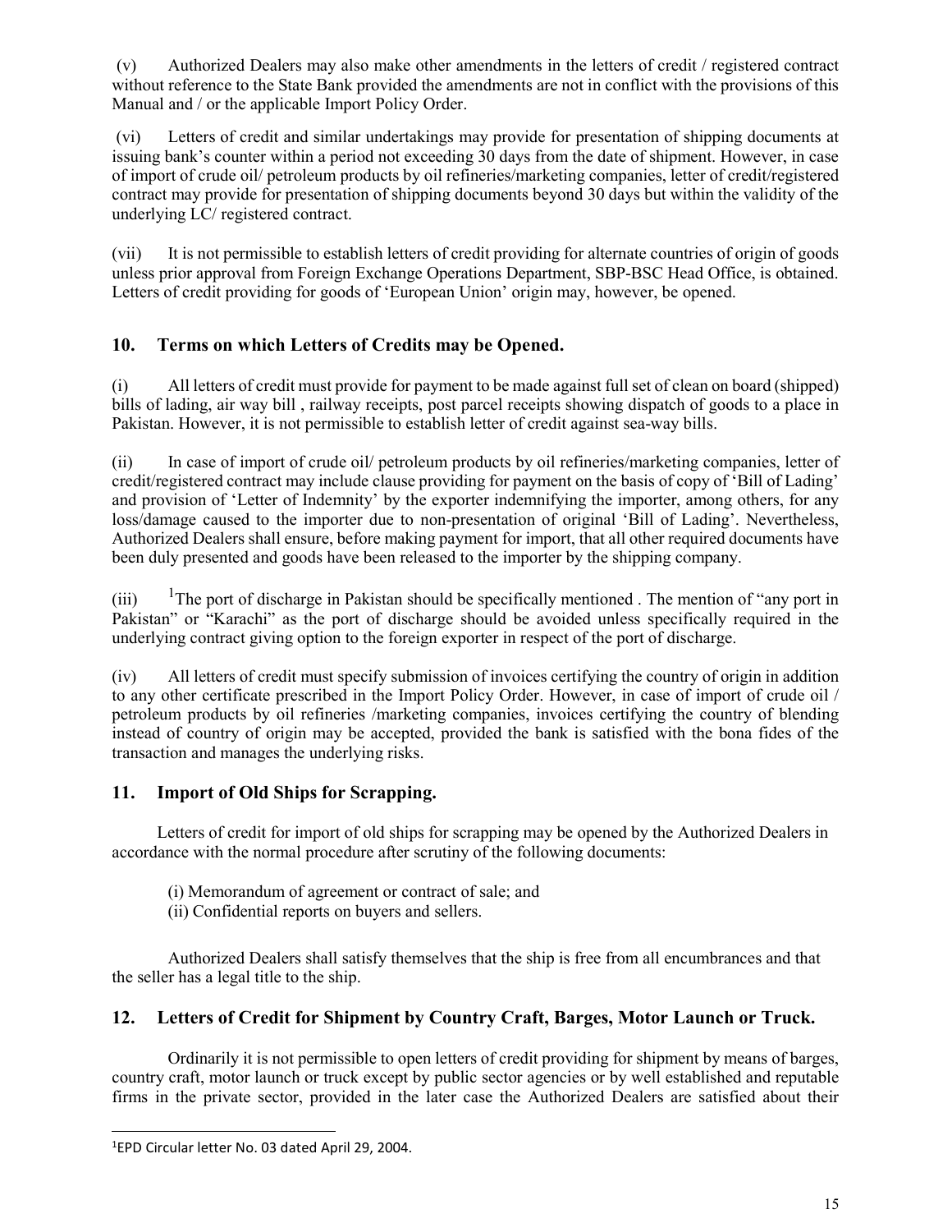(v) Authorized Dealers may also make other amendments in the letters of credit / registered contract without reference to the State Bank provided the amendments are not in conflict with the provisions of this Manual and / or the applicable Import Policy Order.

(vi) Letters of credit and similar undertakings may provide for presentation of shipping documents at issuing bank's counter within a period not exceeding 30 days from the date of shipment. However, in case of import of crude oil/ petroleum products by oil refineries/marketing companies, letter of credit/registered contract may provide for presentation of shipping documents beyond 30 days but within the validity of the underlying LC/ registered contract.

(vii) It is not permissible to establish letters of credit providing for alternate countries of origin of goods unless prior approval from Foreign Exchange Operations Department, SBP-BSC Head Office, is obtained. Letters of credit providing for goods of 'European Union' origin may, however, be opened.

## 10. Terms on which Letters of Credits may be Opened.

(i) All letters of credit must provide for payment to be made against full set of clean on board (shipped) bills of lading, air way bill , railway receipts, post parcel receipts showing dispatch of goods to a place in Pakistan. However, it is not permissible to establish letter of credit against sea-way bills.

(ii) In case of import of crude oil/ petroleum products by oil refineries/marketing companies, letter of credit/registered contract may include clause providing for payment on the basis of copy of 'Bill of Lading' and provision of 'Letter of Indemnity' by the exporter indemnifying the importer, among others, for any loss/damage caused to the importer due to non-presentation of original 'Bill of Lading'. Nevertheless, Authorized Dealers shall ensure, before making payment for import, that all other required documents have been duly presented and goods have been released to the importer by the shipping company.

(iii) [1]The port of discharge in Pakistan should be specifically mentioned . The mention of "any port in Pakistan" or "Karachi" as the port of discharge should be avoided unless specifically required in the underlying contract giving option to the foreign exporter in respect of the port of discharge.

(iv) All letters of credit must specify submission of invoices certifying the country of origin in addition to any other certificate prescribed in the Import Policy Order. However, in case of import of crude oil / petroleum products by oil refineries /marketing companies, invoices certifying the country of blending instead of country of origin may be accepted, provided the bank is satisfied with the bona fides of the transaction and manages the underlying risks.

## 11. Import of Old Ships for Scrapping.

Letters of credit for import of old ships for scrapping may be opened by the Authorized Dealers in accordance with the normal procedure after scrutiny of the following documents:

(i) Memorandum of agreement or contract of sale; and
(ii) Confidential reports on buyers and sellers.

Authorized Dealers shall satisfy themselves that the ship is free from all encumbrances and that the seller has a legal title to the ship.

## 12. Letters of Credit for Shipment by Country Craft, Barges, Motor Launch or Truck.

Ordinarily it is not permissible to open letters of credit providing for shipment by means of barges, country craft, motor launch or truck except by public sector agencies or by well established and reputable firms in the private sector, provided in the later case the Authorized Dealers are satisfied about their

---

[1]EPD Circular letter No. 03 dated April 29, 2004.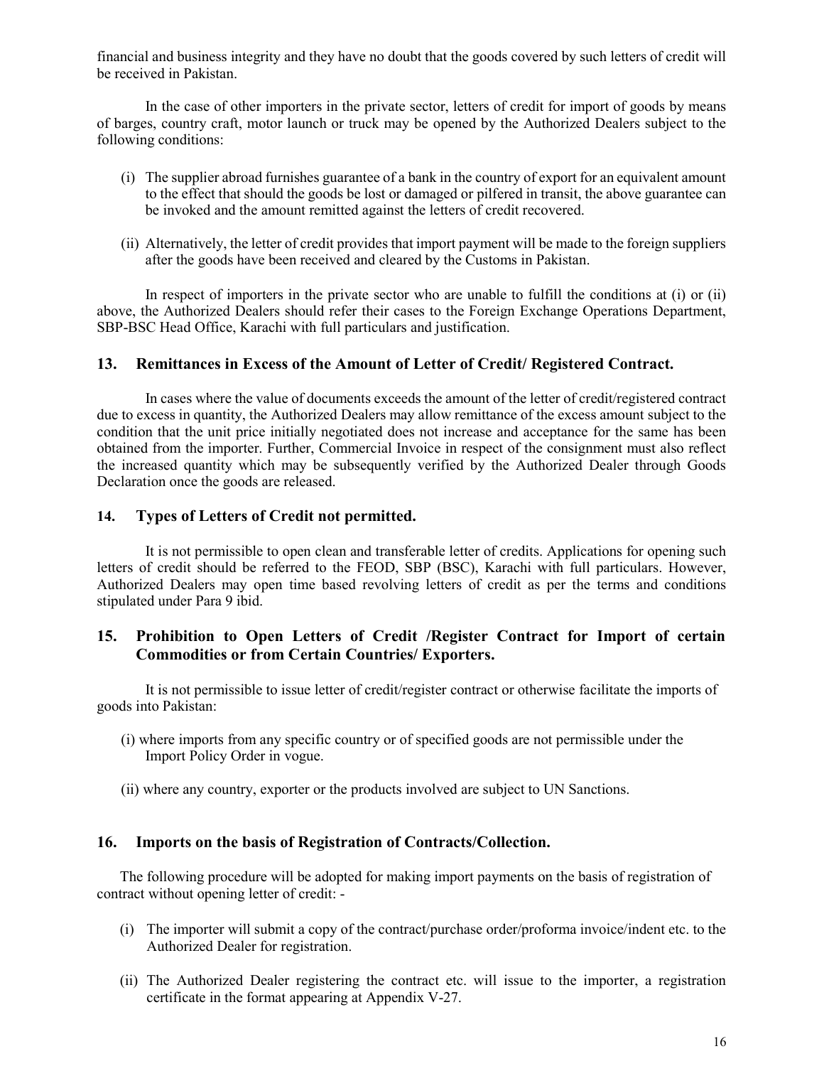financial and business integrity and they have no doubt that the goods covered by such letters of credit will be received in Pakistan.

In the case of other importers in the private sector, letters of credit for import of goods by means of barges, country craft, motor launch or truck may be opened by the Authorized Dealers subject to the following conditions:

(i) The supplier abroad furnishes guarantee of a bank in the country of export for an equivalent amount to the effect that should the goods be lost or damaged or pilfered in transit, the above guarantee can be invoked and the amount remitted against the letters of credit recovered.

(ii) Alternatively, the letter of credit provides that import payment will be made to the foreign suppliers after the goods have been received and cleared by the Customs in Pakistan.

In respect of importers in the private sector who are unable to fulfill the conditions at (i) or (ii) above, the Authorized Dealers should refer their cases to the Foreign Exchange Operations Department, SBP-BSC Head Office, Karachi with full particulars and justification.

## 13. Remittances in Excess of the Amount of Letter of Credit/ Registered Contract.

In cases where the value of documents exceeds the amount of the letter of credit/registered contract due to excess in quantity, the Authorized Dealers may allow remittance of the excess amount subject to the condition that the unit price initially negotiated does not increase and acceptance for the same has been obtained from the importer. Further, Commercial Invoice in respect of the consignment must also reflect the increased quantity which may be subsequently verified by the Authorized Dealer through Goods Declaration once the goods are released.

## 14. Types of Letters of Credit not permitted.

It is not permissible to open clean and transferable letter of credits. Applications for opening such letters of credit should be referred to the FEOD, SBP (BSC), Karachi with full particulars. However, Authorized Dealers may open time based revolving letters of credit as per the terms and conditions stipulated under Para 9 ibid.

## 15. Prohibition to Open Letters of Credit /Register Contract for Import of certain Commodities or from Certain Countries/ Exporters.

It is not permissible to issue letter of credit/register contract or otherwise facilitate the imports of goods into Pakistan:

(i) where imports from any specific country or of specified goods are not permissible under the Import Policy Order in vogue.

(ii) where any country, exporter or the products involved are subject to UN Sanctions.

## 16. Imports on the basis of Registration of Contracts/Collection.

The following procedure will be adopted for making import payments on the basis of registration of contract without opening letter of credit: -

(i) The importer will submit a copy of the contract/purchase order/proforma invoice/indent etc. to the Authorized Dealer for registration.

(ii) The Authorized Dealer registering the contract etc. will issue to the importer, a registration certificate in the format appearing at Appendix V-27.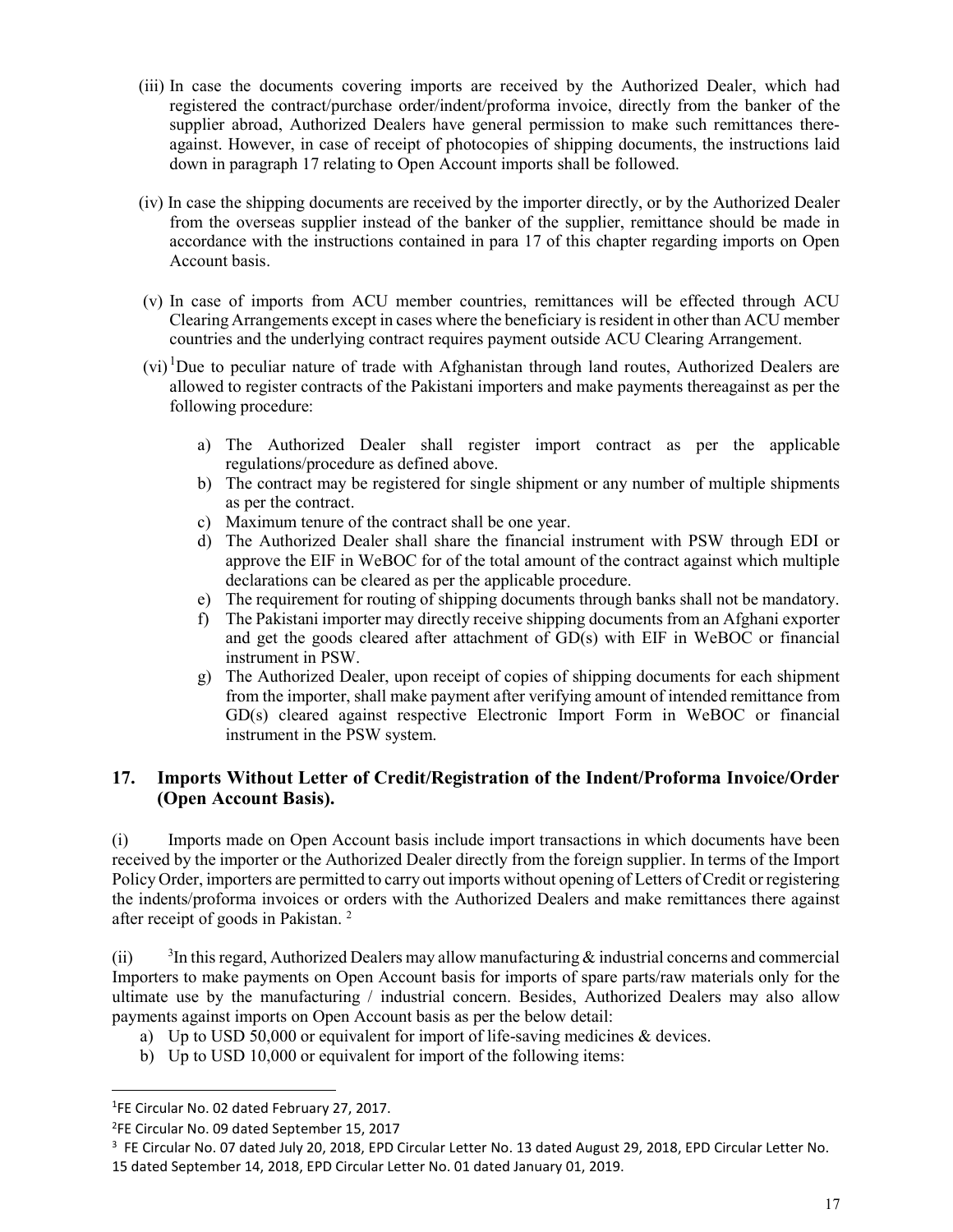(iii) In case the documents covering imports are received by the Authorized Dealer, which had registered the contract/purchase order/indent/proforma invoice, directly from the banker of the supplier abroad, Authorized Dealers have general permission to make such remittances there-against. However, in case of receipt of photocopies of shipping documents, the instructions laid down in paragraph 17 relating to Open Account imports shall be followed.

(iv) In case the shipping documents are received by the importer directly, or by the Authorized Dealer from the overseas supplier instead of the banker of the supplier, remittance should be made in accordance with the instructions contained in para 17 of this chapter regarding imports on Open Account basis.

(v) In case of imports from ACU member countries, remittances will be effected through ACU Clearing Arrangements except in cases where the beneficiary is resident in other than ACU member countries and the underlying contract requires payment outside ACU Clearing Arrangement.

(vi) [1]Due to peculiar nature of trade with Afghanistan through land routes, Authorized Dealers are allowed to register contracts of the Pakistani importers and make payments thereagainst as per the following procedure:

a) The Authorized Dealer shall register import contract as per the applicable regulations/procedure as defined above.
b) The contract may be registered for single shipment or any number of multiple shipments as per the contract.
c) Maximum tenure of the contract shall be one year.
d) The Authorized Dealer shall share the financial instrument with PSW through EDI or approve the EIF in WeBOC for of the total amount of the contract against which multiple declarations can be cleared as per the applicable procedure.
e) The requirement for routing of shipping documents through banks shall not be mandatory.
f) The Pakistani importer may directly receive shipping documents from an Afghani exporter and get the goods cleared after attachment of GD(s) with EIF in WeBOC or financial instrument in PSW.
g) The Authorized Dealer, upon receipt of copies of shipping documents for each shipment from the importer, shall make payment after verifying amount of intended remittance from GD(s) cleared against respective Electronic Import Form in WeBOC or financial instrument in the PSW system.

## 17. Imports Without Letter of Credit/Registration of the Indent/Proforma Invoice/Order (Open Account Basis).

(i) Imports made on Open Account basis include import transactions in which documents have been received by the importer or the Authorized Dealer directly from the foreign supplier. In terms of the Import Policy Order, importers are permitted to carry out imports without opening of Letters of Credit or registering the indents/proforma invoices or orders with the Authorized Dealers and make remittances there against after receipt of goods in Pakistan. [2]

(ii) [3]In this regard, Authorized Dealers may allow manufacturing & industrial concerns and commercial Importers to make payments on Open Account basis for imports of spare parts/raw materials only for the ultimate use by the manufacturing / industrial concern. Besides, Authorized Dealers may also allow payments against imports on Open Account basis as per the below detail:

a) Up to USD 50,000 or equivalent for import of life-saving medicines & devices.
b) Up to USD 10,000 or equivalent for import of the following items:

---

[1] FE Circular No. 02 dated February 27, 2017.

[2] FE Circular No. 09 dated September 15, 2017

[3] FE Circular No. 07 dated July 20, 2018, EPD Circular Letter No. 13 dated August 29, 2018, EPD Circular Letter No. 15 dated September 14, 2018, EPD Circular Letter No. 01 dated January 01, 2019.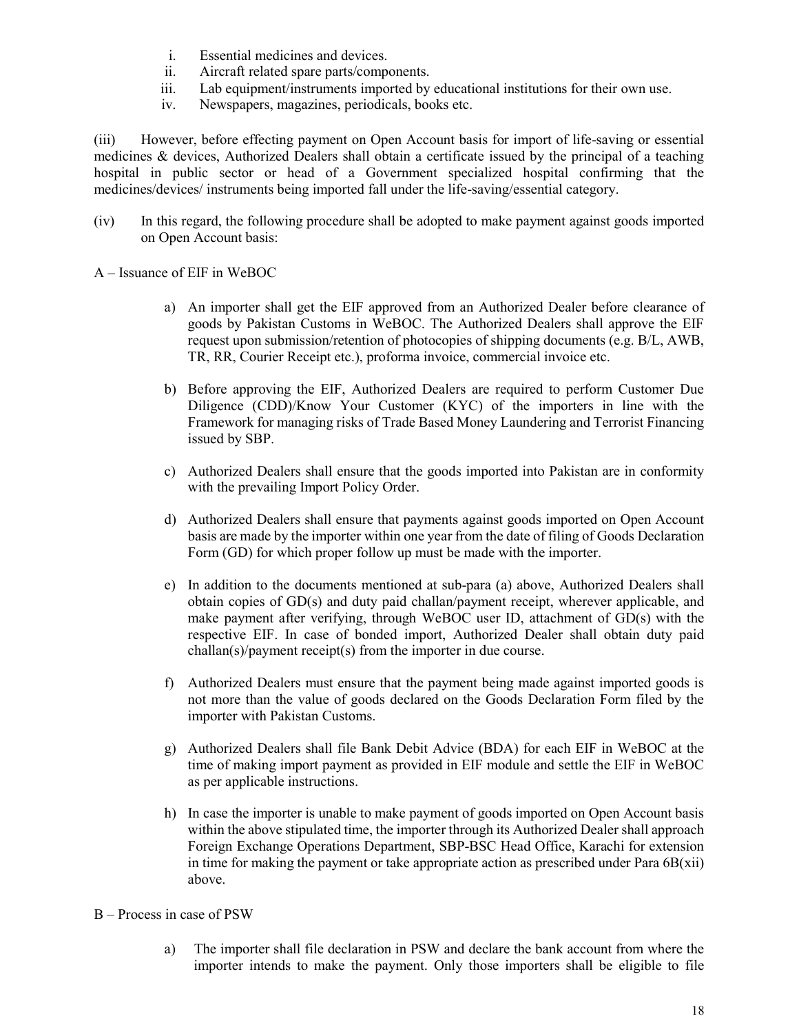i. Essential medicines and devices.
ii. Aircraft related spare parts/components.
iii. Lab equipment/instruments imported by educational institutions for their own use.
iv. Newspapers, magazines, periodicals, books etc.

(iii) However, before effecting payment on Open Account basis for import of life-saving or essential medicines & devices, Authorized Dealers shall obtain a certificate issued by the principal of a teaching hospital in public sector or head of a Government specialized hospital confirming that the medicines/devices/ instruments being imported fall under the life-saving/essential category.

(iv) In this regard, the following procedure shall be adopted to make payment against goods imported on Open Account basis:

A – Issuance of EIF in WeBOC

a) An importer shall get the EIF approved from an Authorized Dealer before clearance of goods by Pakistan Customs in WeBOC. The Authorized Dealers shall approve the EIF request upon submission/retention of photocopies of shipping documents (e.g. B/L, AWB, TR, RR, Courier Receipt etc.), proforma invoice, commercial invoice etc.

b) Before approving the EIF, Authorized Dealers are required to perform Customer Due Diligence (CDD)/Know Your Customer (KYC) of the importers in line with the Framework for managing risks of Trade Based Money Laundering and Terrorist Financing issued by SBP.

c) Authorized Dealers shall ensure that the goods imported into Pakistan are in conformity with the prevailing Import Policy Order.

d) Authorized Dealers shall ensure that payments against goods imported on Open Account basis are made by the importer within one year from the date of filing of Goods Declaration Form (GD) for which proper follow up must be made with the importer.

e) In addition to the documents mentioned at sub-para (a) above, Authorized Dealers shall obtain copies of GD(s) and duty paid challan/payment receipt, wherever applicable, and make payment after verifying, through WeBOC user ID, attachment of GD(s) with the respective EIF. In case of bonded import, Authorized Dealer shall obtain duty paid challan(s)/payment receipt(s) from the importer in due course.

f) Authorized Dealers must ensure that the payment being made against imported goods is not more than the value of goods declared on the Goods Declaration Form filed by the importer with Pakistan Customs.

g) Authorized Dealers shall file Bank Debit Advice (BDA) for each EIF in WeBOC at the time of making import payment as provided in EIF module and settle the EIF in WeBOC as per applicable instructions.

h) In case the importer is unable to make payment of goods imported on Open Account basis within the above stipulated time, the importer through its Authorized Dealer shall approach Foreign Exchange Operations Department, SBP-BSC Head Office, Karachi for extension in time for making the payment or take appropriate action as prescribed under Para 6B(xii) above.

B – Process in case of PSW

a) The importer shall file declaration in PSW and declare the bank account from where the importer intends to make the payment. Only those importers shall be eligible to file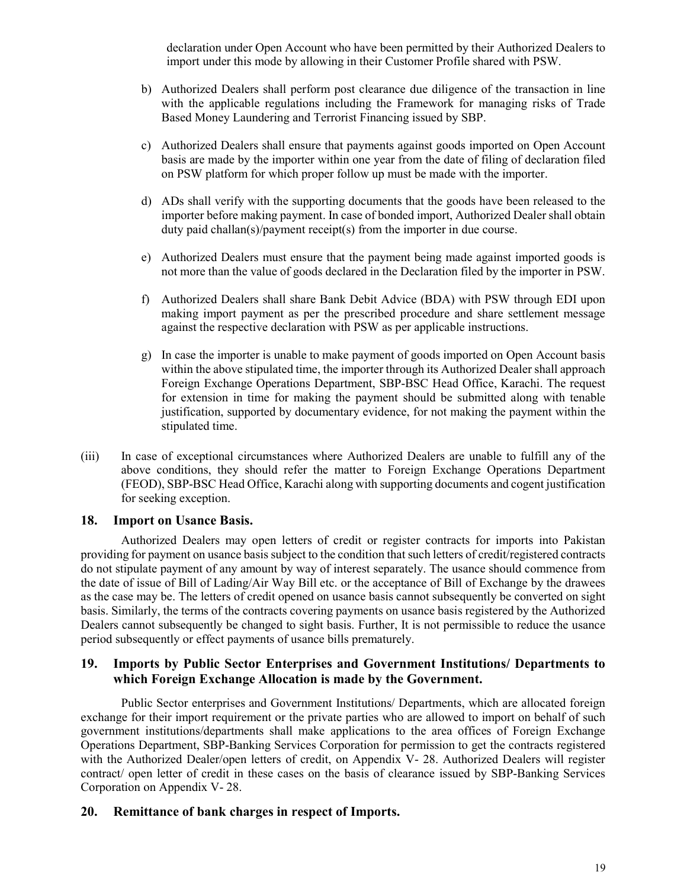declaration under Open Account who have been permitted by their Authorized Dealers to import under this mode by allowing in their Customer Profile shared with PSW.

b) Authorized Dealers shall perform post clearance due diligence of the transaction in line with the applicable regulations including the Framework for managing risks of Trade Based Money Laundering and Terrorist Financing issued by SBP.

c) Authorized Dealers shall ensure that payments against goods imported on Open Account basis are made by the importer within one year from the date of filing of declaration filed on PSW platform for which proper follow up must be made with the importer.

d) ADs shall verify with the supporting documents that the goods have been released to the importer before making payment. In case of bonded import, Authorized Dealer shall obtain duty paid challan(s)/payment receipt(s) from the importer in due course.

e) Authorized Dealers must ensure that the payment being made against imported goods is not more than the value of goods declared in the Declaration filed by the importer in PSW.

f) Authorized Dealers shall share Bank Debit Advice (BDA) with PSW through EDI upon making import payment as per the prescribed procedure and share settlement message against the respective declaration with PSW as per applicable instructions.

g) In case the importer is unable to make payment of goods imported on Open Account basis within the above stipulated time, the importer through its Authorized Dealer shall approach Foreign Exchange Operations Department, SBP-BSC Head Office, Karachi. The request for extension in time for making the payment should be submitted along with tenable justification, supported by documentary evidence, for not making the payment within the stipulated time.

(iii) In case of exceptional circumstances where Authorized Dealers are unable to fulfill any of the above conditions, they should refer the matter to Foreign Exchange Operations Department (FEOD), SBP-BSC Head Office, Karachi along with supporting documents and cogent justification for seeking exception.

## 18. Import on Usance Basis.

Authorized Dealers may open letters of credit or register contracts for imports into Pakistan providing for payment on usance basis subject to the condition that such letters of credit/registered contracts do not stipulate payment of any amount by way of interest separately. The usance should commence from the date of issue of Bill of Lading/Air Way Bill etc. or the acceptance of Bill of Exchange by the drawees as the case may be. The letters of credit opened on usance basis cannot subsequently be converted on sight basis. Similarly, the terms of the contracts covering payments on usance basis registered by the Authorized Dealers cannot subsequently be changed to sight basis. Further, It is not permissible to reduce the usance period subsequently or effect payments of usance bills prematurely.

## 19. Imports by Public Sector Enterprises and Government Institutions/ Departments to which Foreign Exchange Allocation is made by the Government.

Public Sector enterprises and Government Institutions/ Departments, which are allocated foreign exchange for their import requirement or the private parties who are allowed to import on behalf of such government institutions/departments shall make applications to the area offices of Foreign Exchange Operations Department, SBP-Banking Services Corporation for permission to get the contracts registered with the Authorized Dealer/open letters of credit, on Appendix V- 28. Authorized Dealers will register contract/ open letter of credit in these cases on the basis of clearance issued by SBP-Banking Services Corporation on Appendix V- 28.

## 20. Remittance of bank charges in respect of Imports.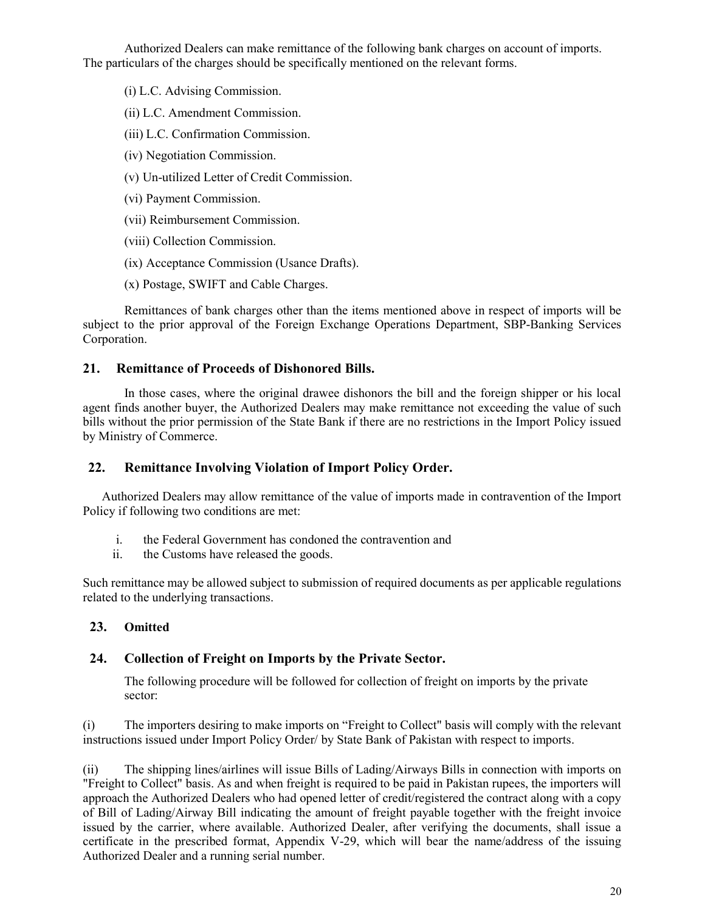Authorized Dealers can make remittance of the following bank charges on account of imports. The particulars of the charges should be specifically mentioned on the relevant forms.

(i) L.C. Advising Commission.

(ii) L.C. Amendment Commission.

(iii) L.C. Confirmation Commission.

(iv) Negotiation Commission.

(v) Un-utilized Letter of Credit Commission.

(vi) Payment Commission.

(vii) Reimbursement Commission.

(viii) Collection Commission.

(ix) Acceptance Commission (Usance Drafts).

(x) Postage, SWIFT and Cable Charges.

Remittances of bank charges other than the items mentioned above in respect of imports will be subject to the prior approval of the Foreign Exchange Operations Department, SBP-Banking Services Corporation.

## 21. Remittance of Proceeds of Dishonored Bills.

In those cases, where the original drawee dishonors the bill and the foreign shipper or his local agent finds another buyer, the Authorized Dealers may make remittance not exceeding the value of such bills without the prior permission of the State Bank if there are no restrictions in the Import Policy issued by Ministry of Commerce.

## 22. Remittance Involving Violation of Import Policy Order.

Authorized Dealers may allow remittance of the value of imports made in contravention of the Import Policy if following two conditions are met:

i. the Federal Government has condoned the contravention and
ii. the Customs have released the goods.

Such remittance may be allowed subject to submission of required documents as per applicable regulations related to the underlying transactions.

## 23. Omitted

## 24. Collection of Freight on Imports by the Private Sector.

The following procedure will be followed for collection of freight on imports by the private sector:

(i) The importers desiring to make imports on "Freight to Collect" basis will comply with the relevant instructions issued under Import Policy Order/ by State Bank of Pakistan with respect to imports.

(ii) The shipping lines/airlines will issue Bills of Lading/Airways Bills in connection with imports on "Freight to Collect" basis. As and when freight is required to be paid in Pakistan rupees, the importers will approach the Authorized Dealers who had opened letter of credit/registered the contract along with a copy of Bill of Lading/Airway Bill indicating the amount of freight payable together with the freight invoice issued by the carrier, where available. Authorized Dealer, after verifying the documents, shall issue a certificate in the prescribed format, Appendix V-29, which will bear the name/address of the issuing Authorized Dealer and a running serial number.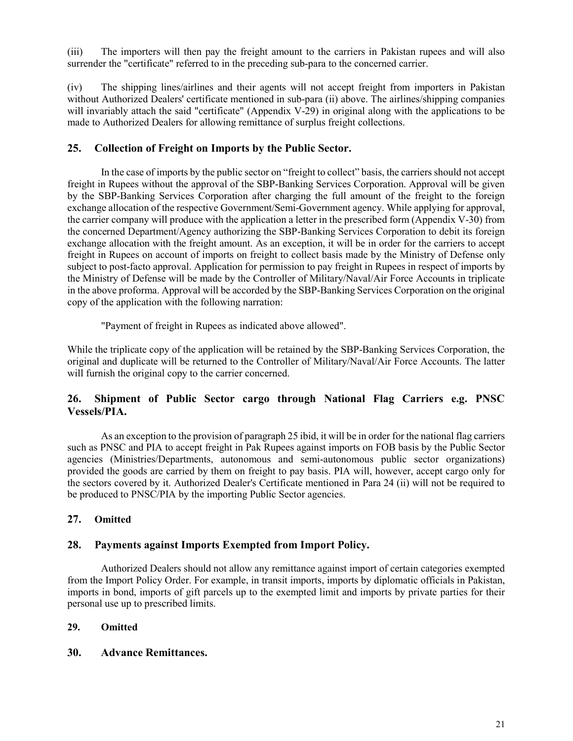(iii) The importers will then pay the freight amount to the carriers in Pakistan rupees and will also surrender the "certificate" referred to in the preceding sub-para to the concerned carrier.

(iv) The shipping lines/airlines and their agents will not accept freight from importers in Pakistan without Authorized Dealers' certificate mentioned in sub-para (ii) above. The airlines/shipping companies will invariably attach the said "certificate" (Appendix V-29) in original along with the applications to be made to Authorized Dealers for allowing remittance of surplus freight collections.

## 25. Collection of Freight on Imports by the Public Sector.

In the case of imports by the public sector on "freight to collect" basis, the carriers should not accept freight in Rupees without the approval of the SBP-Banking Services Corporation. Approval will be given by the SBP-Banking Services Corporation after charging the full amount of the freight to the foreign exchange allocation of the respective Government/Semi-Government agency. While applying for approval, the carrier company will produce with the application a letter in the prescribed form (Appendix V-30) from the concerned Department/Agency authorizing the SBP-Banking Services Corporation to debit its foreign exchange allocation with the freight amount. As an exception, it will be in order for the carriers to accept freight in Rupees on account of imports on freight to collect basis made by the Ministry of Defense only subject to post-facto approval. Application for permission to pay freight in Rupees in respect of imports by the Ministry of Defense will be made by the Controller of Military/Naval/Air Force Accounts in triplicate in the above proforma. Approval will be accorded by the SBP-Banking Services Corporation on the original copy of the application with the following narration:

"Payment of freight in Rupees as indicated above allowed".

While the triplicate copy of the application will be retained by the SBP-Banking Services Corporation, the original and duplicate will be returned to the Controller of Military/Naval/Air Force Accounts. The latter will furnish the original copy to the carrier concerned.

## 26. Shipment of Public Sector cargo through National Flag Carriers e.g. PNSC Vessels/PIA.

As an exception to the provision of paragraph 25 ibid, it will be in order for the national flag carriers such as PNSC and PIA to accept freight in Pak Rupees against imports on FOB basis by the Public Sector agencies (Ministries/Departments, autonomous and semi-autonomous public sector organizations) provided the goods are carried by them on freight to pay basis. PIA will, however, accept cargo only for the sectors covered by it. Authorized Dealer's Certificate mentioned in Para 24 (ii) will not be required to be produced to PNSC/PIA by the importing Public Sector agencies.

## 27. Omitted

## 28. Payments against Imports Exempted from Import Policy.

Authorized Dealers should not allow any remittance against import of certain categories exempted from the Import Policy Order. For example, in transit imports, imports by diplomatic officials in Pakistan, imports in bond, imports of gift parcels up to the exempted limit and imports by private parties for their personal use up to prescribed limits.

## 29. Omitted

## 30. Advance Remittances.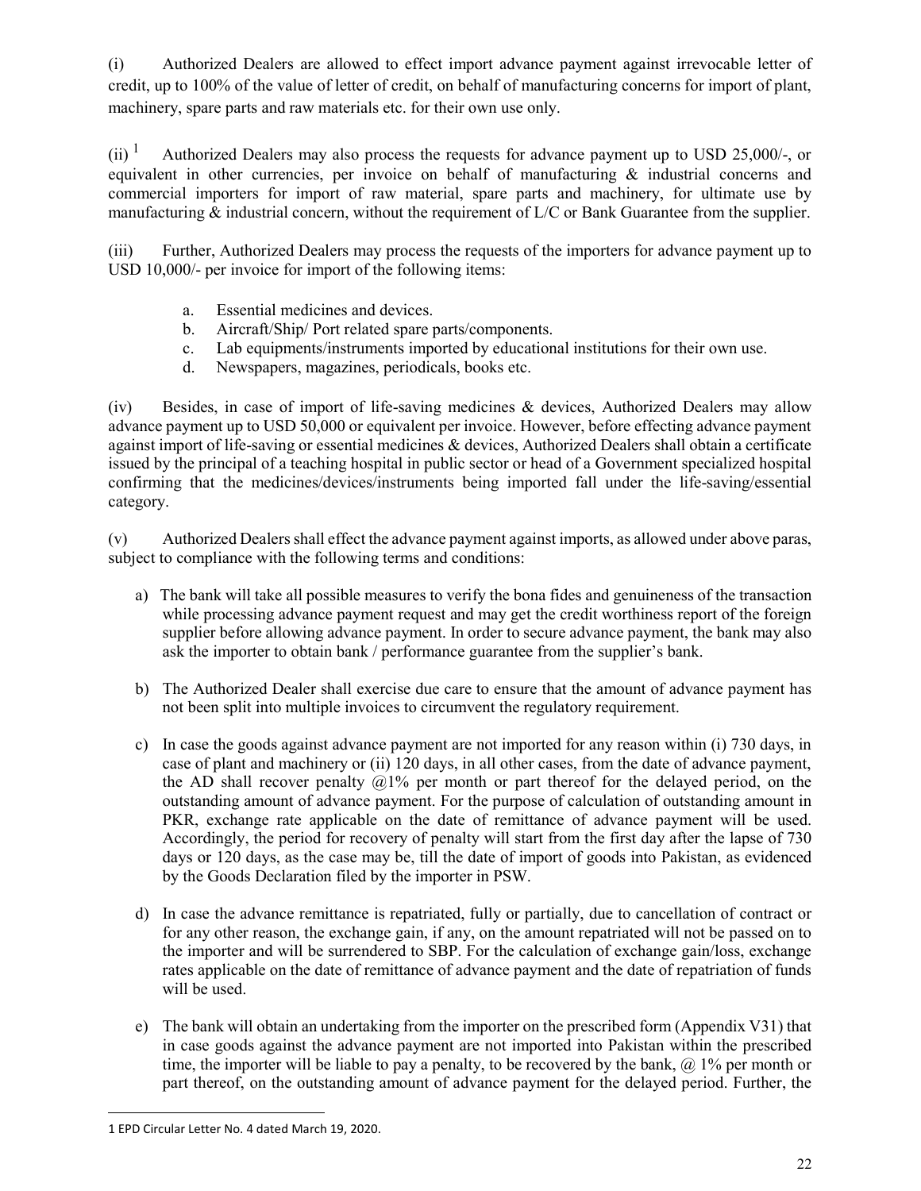(i) Authorized Dealers are allowed to effect import advance payment against irrevocable letter of credit, up to 100% of the value of letter of credit, on behalf of manufacturing concerns for import of plant, machinery, spare parts and raw materials etc. for their own use only.

(ii) [1] Authorized Dealers may also process the requests for advance payment up to USD 25,000/-, or equivalent in other currencies, per invoice on behalf of manufacturing & industrial concerns and commercial importers for import of raw material, spare parts and machinery, for ultimate use by manufacturing & industrial concern, without the requirement of L/C or Bank Guarantee from the supplier.

(iii) Further, Authorized Dealers may process the requests of the importers for advance payment up to USD 10,000/- per invoice for import of the following items:

a. Essential medicines and devices.
b. Aircraft/Ship/ Port related spare parts/components.
c. Lab equipments/instruments imported by educational institutions for their own use.
d. Newspapers, magazines, periodicals, books etc.

(iv) Besides, in case of import of life-saving medicines & devices, Authorized Dealers may allow advance payment up to USD 50,000 or equivalent per invoice. However, before effecting advance payment against import of life-saving or essential medicines & devices, Authorized Dealers shall obtain a certificate issued by the principal of a teaching hospital in public sector or head of a Government specialized hospital confirming that the medicines/devices/instruments being imported fall under the life-saving/essential category.

(v) Authorized Dealers shall effect the advance payment against imports, as allowed under above paras, subject to compliance with the following terms and conditions:

a) The bank will take all possible measures to verify the bona fides and genuineness of the transaction while processing advance payment request and may get the credit worthiness report of the foreign supplier before allowing advance payment. In order to secure advance payment, the bank may also ask the importer to obtain bank / performance guarantee from the supplier's bank.

b) The Authorized Dealer shall exercise due care to ensure that the amount of advance payment has not been split into multiple invoices to circumvent the regulatory requirement.

c) In case the goods against advance payment are not imported for any reason within (i) 730 days, in case of plant and machinery or (ii) 120 days, in all other cases, from the date of advance payment, the AD shall recover penalty @1% per month or part thereof for the delayed period, on the outstanding amount of advance payment. For the purpose of calculation of outstanding amount in PKR, exchange rate applicable on the date of remittance of advance payment will be used. Accordingly, the period for recovery of penalty will start from the first day after the lapse of 730 days or 120 days, as the case may be, till the date of import of goods into Pakistan, as evidenced by the Goods Declaration filed by the importer in PSW.

d) In case the advance remittance is repatriated, fully or partially, due to cancellation of contract or for any other reason, the exchange gain, if any, on the amount repatriated will not be passed on to the importer and will be surrendered to SBP. For the calculation of exchange gain/loss, exchange rates applicable on the date of remittance of advance payment and the date of repatriation of funds will be used.

e) The bank will obtain an undertaking from the importer on the prescribed form (Appendix V31) that in case goods against the advance payment are not imported into Pakistan within the prescribed time, the importer will be liable to pay a penalty, to be recovered by the bank, @ 1% per month or part thereof, on the outstanding amount of advance payment for the delayed period. Further, the

---

[1] EPD Circular Letter No. 4 dated March 19, 2020.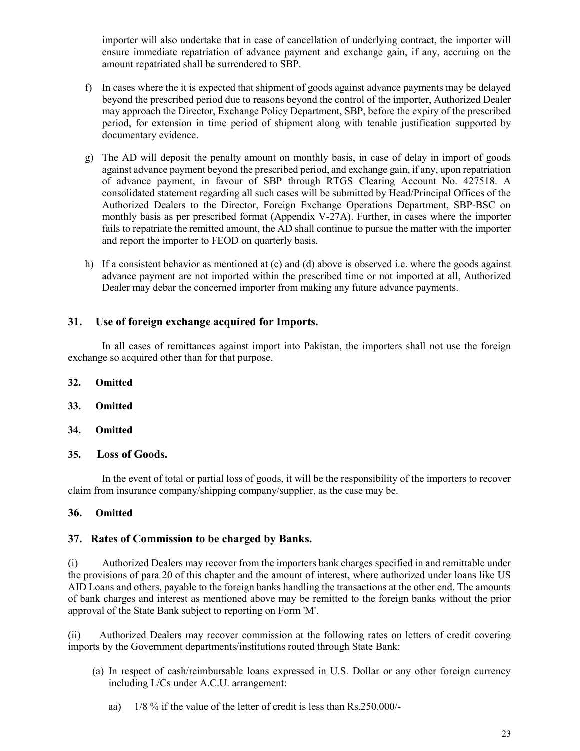importer will also undertake that in case of cancellation of underlying contract, the importer will ensure immediate repatriation of advance payment and exchange gain, if any, accruing on the amount repatriated shall be surrendered to SBP.

f) In cases where the it is expected that shipment of goods against advance payments may be delayed beyond the prescribed period due to reasons beyond the control of the importer, Authorized Dealer may approach the Director, Exchange Policy Department, SBP, before the expiry of the prescribed period, for extension in time period of shipment along with tenable justification supported by documentary evidence.

g) The AD will deposit the penalty amount on monthly basis, in case of delay in import of goods against advance payment beyond the prescribed period, and exchange gain, if any, upon repatriation of advance payment, in favour of SBP through RTGS Clearing Account No. 427518. A consolidated statement regarding all such cases will be submitted by Head/Principal Offices of the Authorized Dealers to the Director, Foreign Exchange Operations Department, SBP-BSC on monthly basis as per prescribed format (Appendix V-27A). Further, in cases where the importer fails to repatriate the remitted amount, the AD shall continue to pursue the matter with the importer and report the importer to FEOD on quarterly basis.

h) If a consistent behavior as mentioned at (c) and (d) above is observed i.e. where the goods against advance payment are not imported within the prescribed time or not imported at all, Authorized Dealer may debar the concerned importer from making any future advance payments.

## 31. Use of foreign exchange acquired for Imports.

In all cases of remittances against import into Pakistan, the importers shall not use the foreign exchange so acquired other than for that purpose.

## 32. Omitted

## 33. Omitted

## 34. Omitted

## 35. Loss of Goods.

In the event of total or partial loss of goods, it will be the responsibility of the importers to recover claim from insurance company/shipping company/supplier, as the case may be.

## 36. Omitted

## 37. Rates of Commission to be charged by Banks.

(i) Authorized Dealers may recover from the importers bank charges specified in and remittable under the provisions of para 20 of this chapter and the amount of interest, where authorized under loans like US AID Loans and others, payable to the foreign banks handling the transactions at the other end. The amounts of bank charges and interest as mentioned above may be remitted to the foreign banks without the prior approval of the State Bank subject to reporting on Form 'M'.

(ii) Authorized Dealers may recover commission at the following rates on letters of credit covering imports by the Government departments/institutions routed through State Bank:

(a) In respect of cash/reimbursable loans expressed in U.S. Dollar or any other foreign currency including L/Cs under A.C.U. arrangement:

aa) 1/8 % if the value of the letter of credit is less than Rs.250,000/-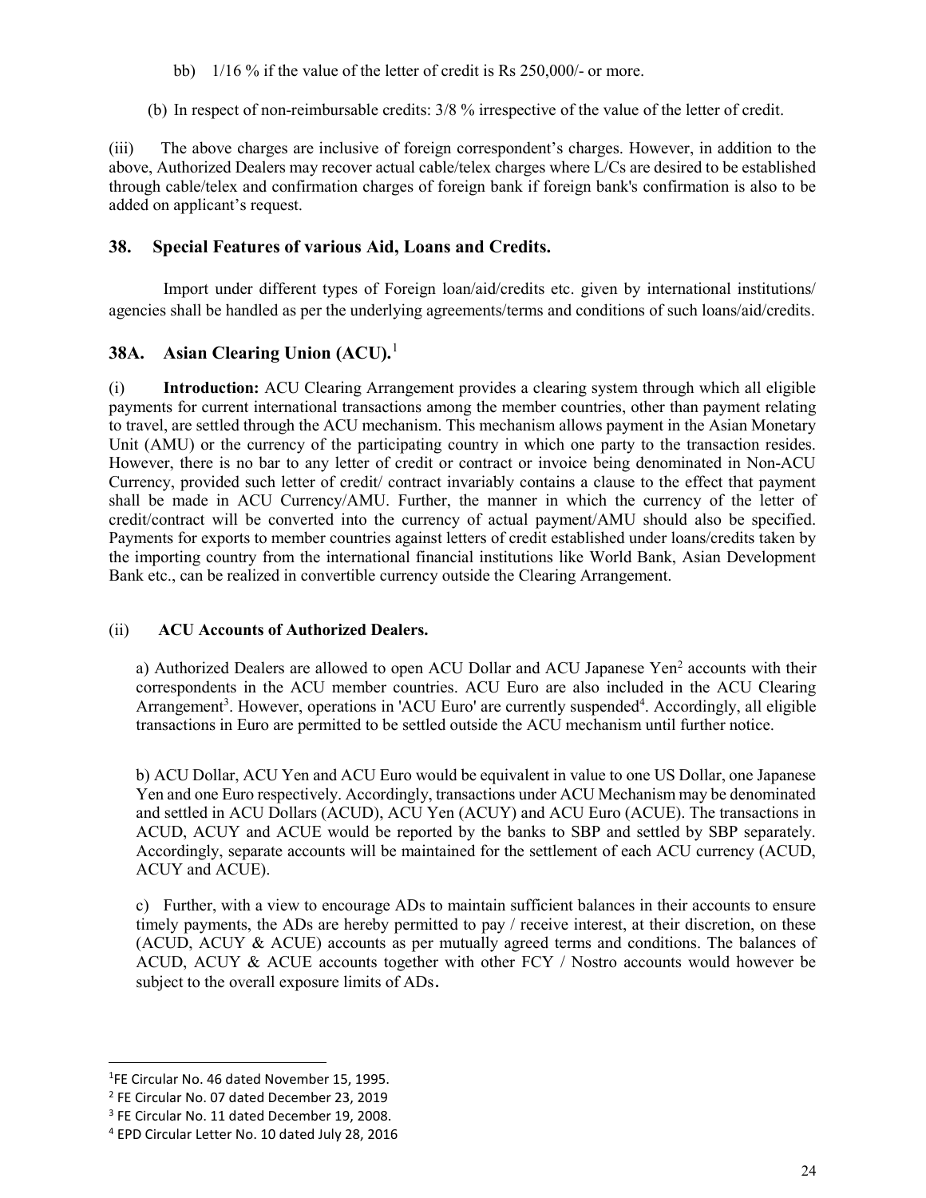bb) 1/16 % if the value of the letter of credit is Rs 250,000/- or more.

(b) In respect of non-reimbursable credits: 3/8 % irrespective of the value of the letter of credit.

(iii) The above charges are inclusive of foreign correspondent's charges. However, in addition to the above, Authorized Dealers may recover actual cable/telex charges where L/Cs are desired to be established through cable/telex and confirmation charges of foreign bank if foreign bank's confirmation is also to be added on applicant's request.

## 38. Special Features of various Aid, Loans and Credits.

Import under different types of Foreign loan/aid/credits etc. given by international institutions/ agencies shall be handled as per the underlying agreements/terms and conditions of such loans/aid/credits.

## 38A. Asian Clearing Union (ACU).[1]

(i) **Introduction:** ACU Clearing Arrangement provides a clearing system through which all eligible payments for current international transactions among the member countries, other than payment relating to travel, are settled through the ACU mechanism. This mechanism allows payment in the Asian Monetary Unit (AMU) or the currency of the participating country in which one party to the transaction resides. However, there is no bar to any letter of credit or contract or invoice being denominated in Non-ACU Currency, provided such letter of credit/ contract invariably contains a clause to the effect that payment shall be made in ACU Currency/AMU. Further, the manner in which the currency of the letter of credit/contract will be converted into the currency of actual payment/AMU should also be specified. Payments for exports to member countries against letters of credit established under loans/credits taken by the importing country from the international financial institutions like World Bank, Asian Development Bank etc., can be realized in convertible currency outside the Clearing Arrangement.

(ii) **ACU Accounts of Authorized Dealers.**

a) Authorized Dealers are allowed to open ACU Dollar and ACU Japanese Yen[2] accounts with their correspondents in the ACU member countries. ACU Euro are also included in the ACU Clearing Arrangement[3]. However, operations in 'ACU Euro' are currently suspended[4]. Accordingly, all eligible transactions in Euro are permitted to be settled outside the ACU mechanism until further notice.

b) ACU Dollar, ACU Yen and ACU Euro would be equivalent in value to one US Dollar, one Japanese Yen and one Euro respectively. Accordingly, transactions under ACU Mechanism may be denominated and settled in ACU Dollars (ACUD), ACU Yen (ACUY) and ACU Euro (ACUE). The transactions in ACUD, ACUY and ACUE would be reported by the banks to SBP and settled by SBP separately. Accordingly, separate accounts will be maintained for the settlement of each ACU currency (ACUD, ACUY and ACUE).

c) Further, with a view to encourage ADs to maintain sufficient balances in their accounts to ensure timely payments, the ADs are hereby permitted to pay / receive interest, at their discretion, on these (ACUD, ACUY & ACUE) accounts as per mutually agreed terms and conditions. The balances of ACUD, ACUY & ACUE accounts together with other FCY / Nostro accounts would however be subject to the overall exposure limits of ADs.

---

[1] FE Circular No. 46 dated November 15, 1995.

[2] FE Circular No. 07 dated December 23, 2019

[3] FE Circular No. 11 dated December 19, 2008.

[4] EPD Circular Letter No. 10 dated July 28, 2016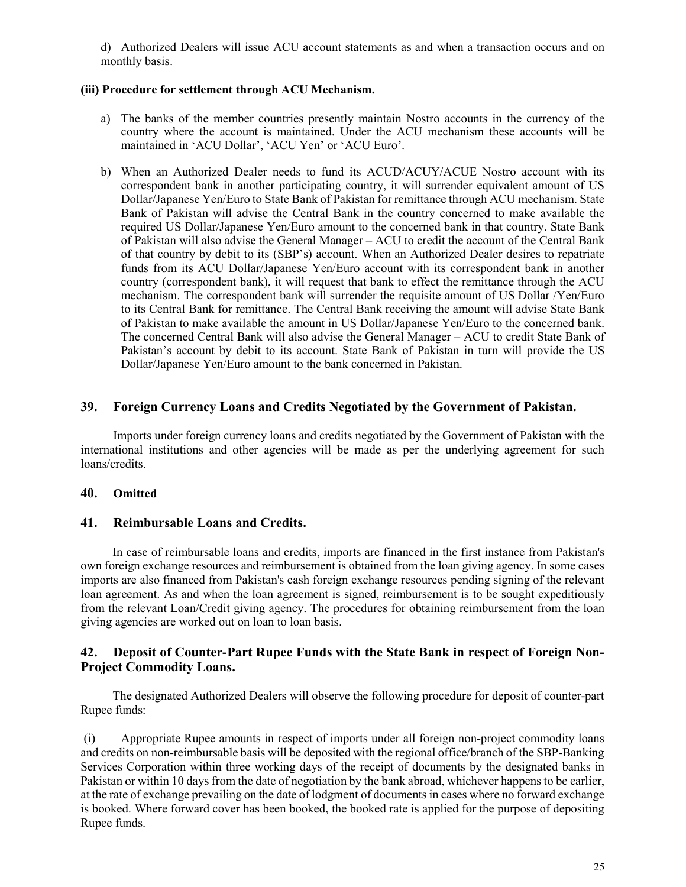d) Authorized Dealers will issue ACU account statements as and when a transaction occurs and on monthly basis.

**(iii) Procedure for settlement through ACU Mechanism.**

a) The banks of the member countries presently maintain Nostro accounts in the currency of the country where the account is maintained. Under the ACU mechanism these accounts will be maintained in 'ACU Dollar', 'ACU Yen' or 'ACU Euro'.

b) When an Authorized Dealer needs to fund its ACUD/ACUY/ACUE Nostro account with its correspondent bank in another participating country, it will surrender equivalent amount of US Dollar/Japanese Yen/Euro to State Bank of Pakistan for remittance through ACU mechanism. State Bank of Pakistan will advise the Central Bank in the country concerned to make available the required US Dollar/Japanese Yen/Euro amount to the concerned bank in that country. State Bank of Pakistan will also advise the General Manager – ACU to credit the account of the Central Bank of that country by debit to its (SBP's) account. When an Authorized Dealer desires to repatriate funds from its ACU Dollar/Japanese Yen/Euro account with its correspondent bank in another country (correspondent bank), it will request that bank to effect the remittance through the ACU mechanism. The correspondent bank will surrender the requisite amount of US Dollar /Yen/Euro to its Central Bank for remittance. The Central Bank receiving the amount will advise State Bank of Pakistan to make available the amount in US Dollar/Japanese Yen/Euro to the concerned bank. The concerned Central Bank will also advise the General Manager – ACU to credit State Bank of Pakistan's account by debit to its account. State Bank of Pakistan in turn will provide the US Dollar/Japanese Yen/Euro amount to the bank concerned in Pakistan.

## 39. Foreign Currency Loans and Credits Negotiated by the Government of Pakistan.

Imports under foreign currency loans and credits negotiated by the Government of Pakistan with the international institutions and other agencies will be made as per the underlying agreement for such loans/credits.

## 40. Omitted

## 41. Reimbursable Loans and Credits.

In case of reimbursable loans and credits, imports are financed in the first instance from Pakistan's own foreign exchange resources and reimbursement is obtained from the loan giving agency. In some cases imports are also financed from Pakistan's cash foreign exchange resources pending signing of the relevant loan agreement. As and when the loan agreement is signed, reimbursement is to be sought expeditiously from the relevant Loan/Credit giving agency. The procedures for obtaining reimbursement from the loan giving agencies are worked out on loan to loan basis.

## 42. Deposit of Counter-Part Rupee Funds with the State Bank in respect of Foreign Non-Project Commodity Loans.

The designated Authorized Dealers will observe the following procedure for deposit of counter-part Rupee funds:

(i) Appropriate Rupee amounts in respect of imports under all foreign non-project commodity loans and credits on non-reimbursable basis will be deposited with the regional office/branch of the SBP-Banking Services Corporation within three working days of the receipt of documents by the designated banks in Pakistan or within 10 days from the date of negotiation by the bank abroad, whichever happens to be earlier, at the rate of exchange prevailing on the date of lodgment of documents in cases where no forward exchange is booked. Where forward cover has been booked, the booked rate is applied for the purpose of depositing Rupee funds.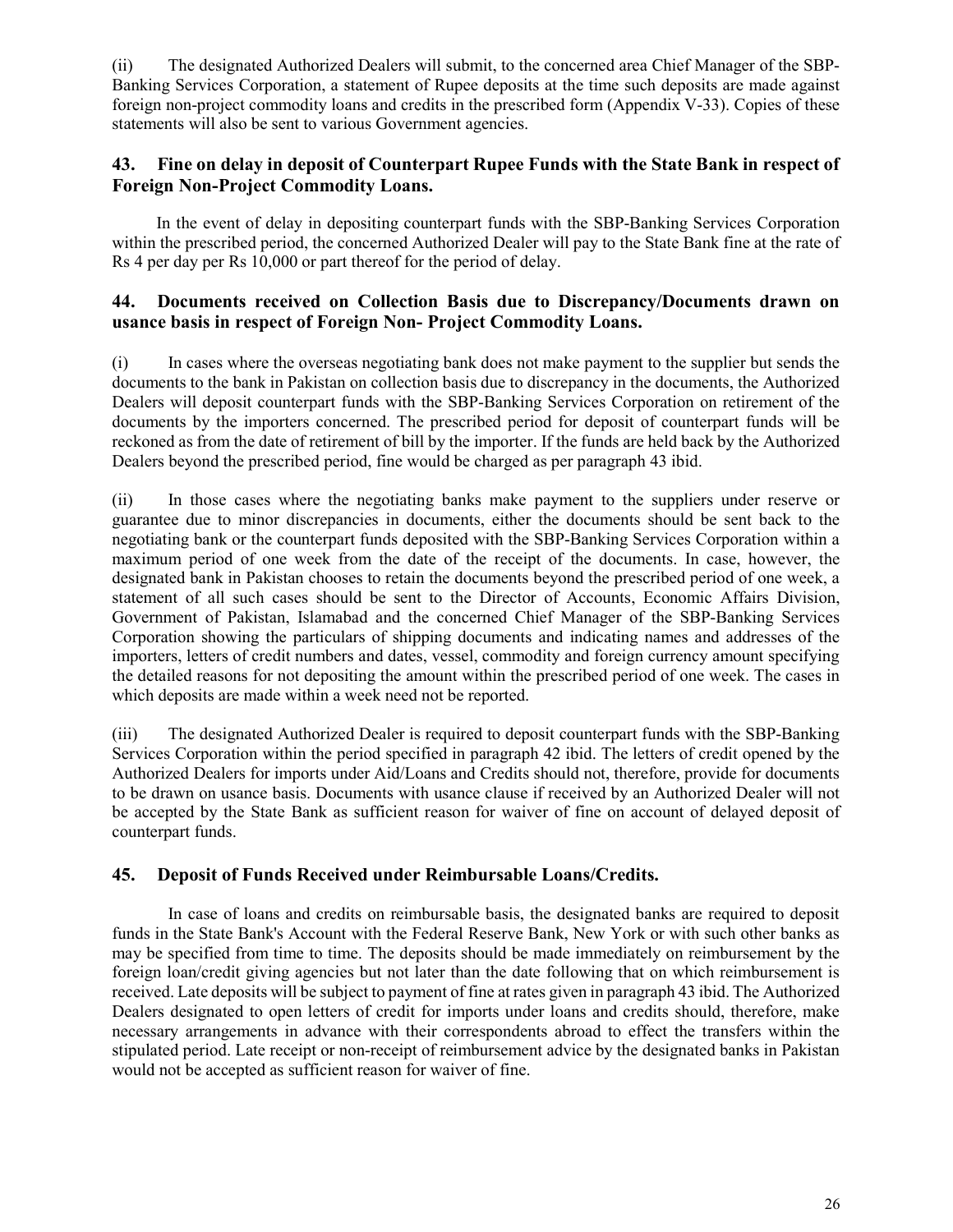(ii) The designated Authorized Dealers will submit, to the concerned area Chief Manager of the SBP-Banking Services Corporation, a statement of Rupee deposits at the time such deposits are made against foreign non-project commodity loans and credits in the prescribed form (Appendix V-33). Copies of these statements will also be sent to various Government agencies.

## 43. Fine on delay in deposit of Counterpart Rupee Funds with the State Bank in respect of Foreign Non-Project Commodity Loans.

In the event of delay in depositing counterpart funds with the SBP-Banking Services Corporation within the prescribed period, the concerned Authorized Dealer will pay to the State Bank fine at the rate of Rs 4 per day per Rs 10,000 or part thereof for the period of delay.

## 44. Documents received on Collection Basis due to Discrepancy/Documents drawn on usance basis in respect of Foreign Non- Project Commodity Loans.

(i) In cases where the overseas negotiating bank does not make payment to the supplier but sends the documents to the bank in Pakistan on collection basis due to discrepancy in the documents, the Authorized Dealers will deposit counterpart funds with the SBP-Banking Services Corporation on retirement of the documents by the importers concerned. The prescribed period for deposit of counterpart funds will be reckoned as from the date of retirement of bill by the importer. If the funds are held back by the Authorized Dealers beyond the prescribed period, fine would be charged as per paragraph 43 ibid.

(ii) In those cases where the negotiating banks make payment to the suppliers under reserve or guarantee due to minor discrepancies in documents, either the documents should be sent back to the negotiating bank or the counterpart funds deposited with the SBP-Banking Services Corporation within a maximum period of one week from the date of the receipt of the documents. In case, however, the designated bank in Pakistan chooses to retain the documents beyond the prescribed period of one week, a statement of all such cases should be sent to the Director of Accounts, Economic Affairs Division, Government of Pakistan, Islamabad and the concerned Chief Manager of the SBP-Banking Services Corporation showing the particulars of shipping documents and indicating names and addresses of the importers, letters of credit numbers and dates, vessel, commodity and foreign currency amount specifying the detailed reasons for not depositing the amount within the prescribed period of one week. The cases in which deposits are made within a week need not be reported.

(iii) The designated Authorized Dealer is required to deposit counterpart funds with the SBP-Banking Services Corporation within the period specified in paragraph 42 ibid. The letters of credit opened by the Authorized Dealers for imports under Aid/Loans and Credits should not, therefore, provide for documents to be drawn on usance basis. Documents with usance clause if received by an Authorized Dealer will not be accepted by the State Bank as sufficient reason for waiver of fine on account of delayed deposit of counterpart funds.

## 45. Deposit of Funds Received under Reimbursable Loans/Credits.

In case of loans and credits on reimbursable basis, the designated banks are required to deposit funds in the State Bank's Account with the Federal Reserve Bank, New York or with such other banks as may be specified from time to time. The deposits should be made immediately on reimbursement by the foreign loan/credit giving agencies but not later than the date following that on which reimbursement is received. Late deposits will be subject to payment of fine at rates given in paragraph 43 ibid. The Authorized Dealers designated to open letters of credit for imports under loans and credits should, therefore, make necessary arrangements in advance with their correspondents abroad to effect the transfers within the stipulated period. Late receipt or non-receipt of reimbursement advice by the designated banks in Pakistan would not be accepted as sufficient reason for waiver of fine.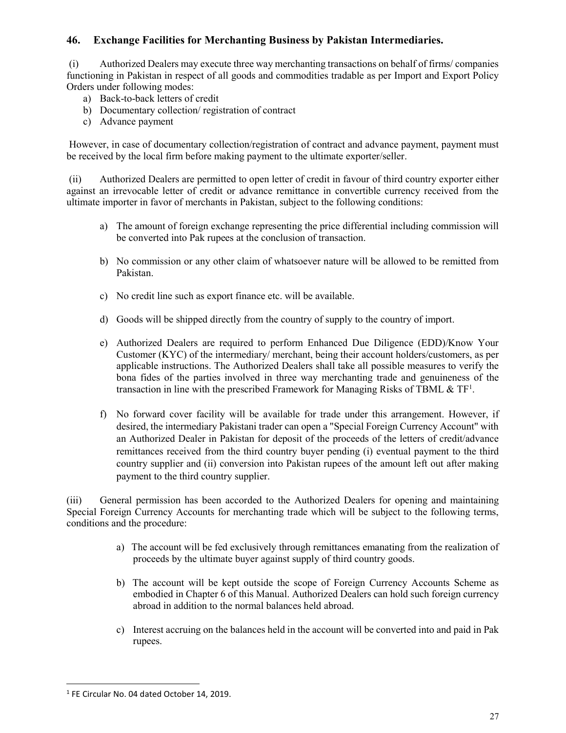## 46. Exchange Facilities for Merchanting Business by Pakistan Intermediaries.

(i) Authorized Dealers may execute three way merchanting transactions on behalf of firms/ companies functioning in Pakistan in respect of all goods and commodities tradable as per Import and Export Policy Orders under following modes:

a) Back-to-back letters of credit
b) Documentary collection/ registration of contract
c) Advance payment

However, in case of documentary collection/registration of contract and advance payment, payment must be received by the local firm before making payment to the ultimate exporter/seller.

(ii) Authorized Dealers are permitted to open letter of credit in favour of third country exporter either against an irrevocable letter of credit or advance remittance in convertible currency received from the ultimate importer in favor of merchants in Pakistan, subject to the following conditions:

a) The amount of foreign exchange representing the price differential including commission will be converted into Pak rupees at the conclusion of transaction.

b) No commission or any other claim of whatsoever nature will be allowed to be remitted from Pakistan.

c) No credit line such as export finance etc. will be available.

d) Goods will be shipped directly from the country of supply to the country of import.

e) Authorized Dealers are required to perform Enhanced Due Diligence (EDD)/Know Your Customer (KYC) of the intermediary/ merchant, being their account holders/customers, as per applicable instructions. The Authorized Dealers shall take all possible measures to verify the bona fides of the parties involved in three way merchanting trade and genuineness of the transaction in line with the prescribed Framework for Managing Risks of TBML & TF[1].

f) No forward cover facility will be available for trade under this arrangement. However, if desired, the intermediary Pakistani trader can open a "Special Foreign Currency Account" with an Authorized Dealer in Pakistan for deposit of the proceeds of the letters of credit/advance remittances received from the third country buyer pending (i) eventual payment to the third country supplier and (ii) conversion into Pakistan rupees of the amount left out after making payment to the third country supplier.

(iii) General permission has been accorded to the Authorized Dealers for opening and maintaining Special Foreign Currency Accounts for merchanting trade which will be subject to the following terms, conditions and the procedure:

a) The account will be fed exclusively through remittances emanating from the realization of proceeds by the ultimate buyer against supply of third country goods.

b) The account will be kept outside the scope of Foreign Currency Accounts Scheme as embodied in Chapter 6 of this Manual. Authorized Dealers can hold such foreign currency abroad in addition to the normal balances held abroad.

c) Interest accruing on the balances held in the account will be converted into and paid in Pak rupees.

---

[1] FE Circular No. 04 dated October 14, 2019.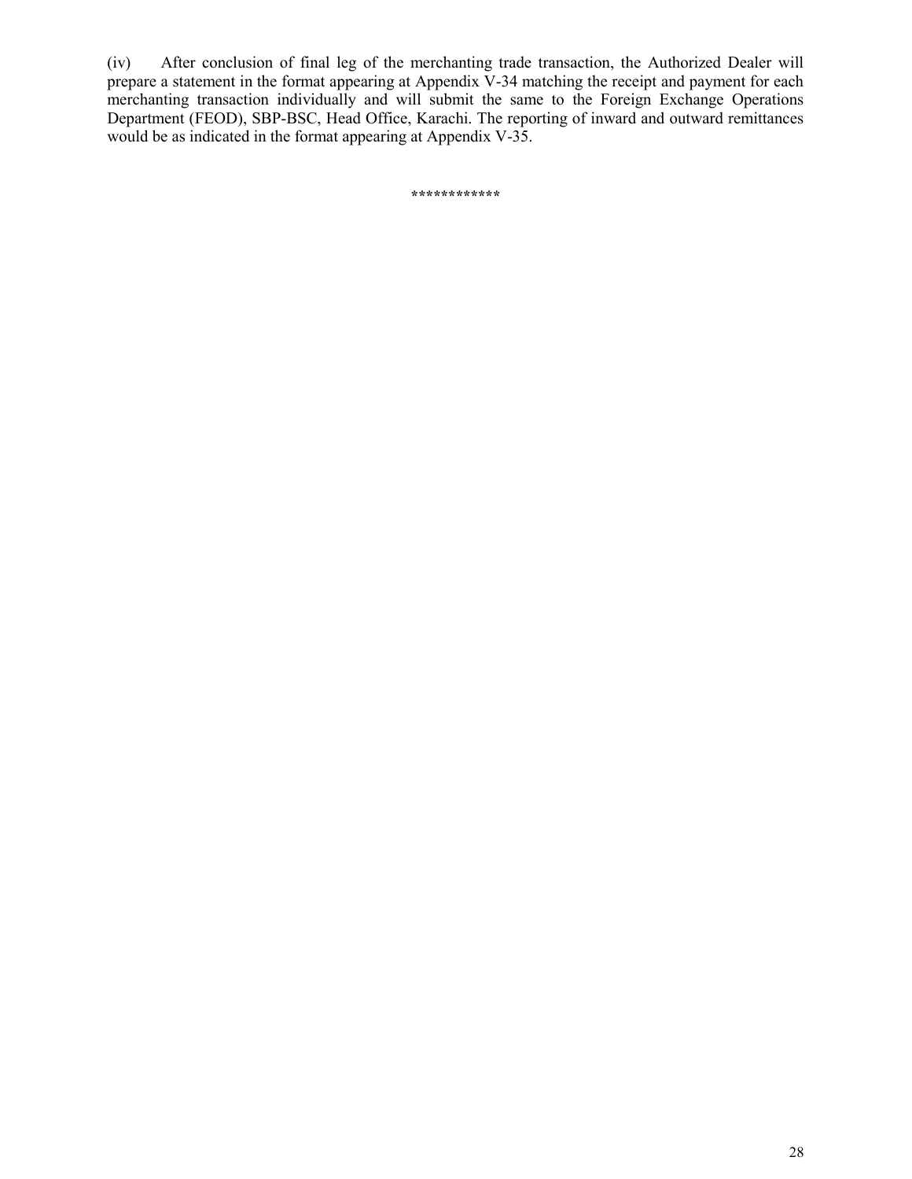(iv) After conclusion of final leg of the merchanting trade transaction, the Authorized Dealer will prepare a statement in the format appearing at Appendix V-34 matching the receipt and payment for each merchanting transaction individually and will submit the same to the Foreign Exchange Operations Department (FEOD), SBP-BSC, Head Office, Karachi. The reporting of inward and outward remittances would be as indicated in the format appearing at Appendix V-35.

************